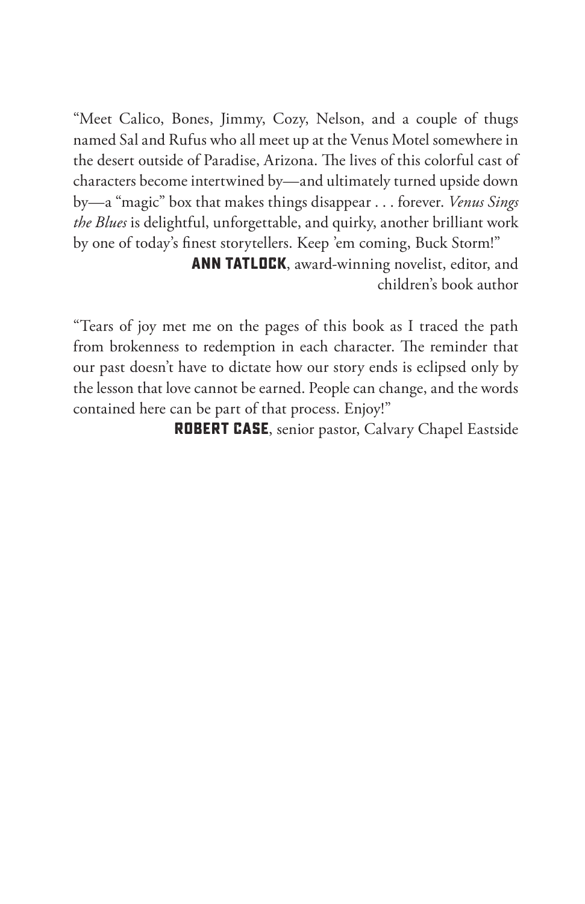"Meet Calico, Bones, Jimmy, Cozy, Nelson, and a couple of thugs named Sal and Rufus who all meet up at the Venus Motel somewhere in the desert outside of Paradise, Arizona. The lives of this colorful cast of characters become intertwined by—and ultimately turned upside down by—a "magic" box that makes things disappear . . . forever. *Venus Sings the Blues* is delightful, unforgettable, and quirky, another brilliant work by one of today's finest storytellers. Keep 'em coming, Buck Storm!"

**ANN TATLOCK**, award-winning novelist, editor, and children's book author

"Tears of joy met me on the pages of this book as I traced the path from brokenness to redemption in each character. The reminder that our past doesn't have to dictate how our story ends is eclipsed only by the lesson that love cannot be earned. People can change, and the words contained here can be part of that process. Enjoy!"

**ROBERT CASE**, senior pastor, Calvary Chapel Eastside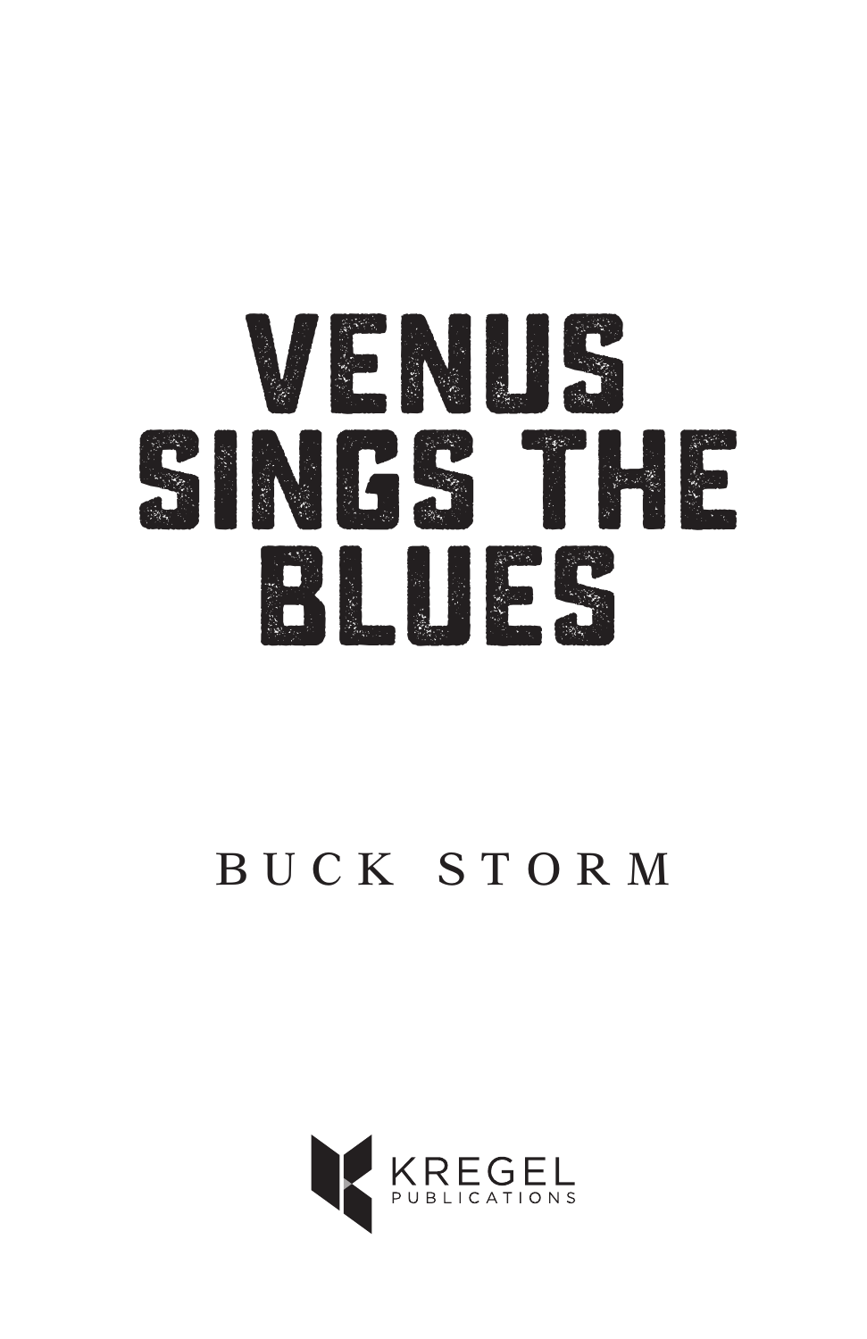# VENUS SINGS THE BLUES

BUCK STORM

KREGEL PUBLICATIONS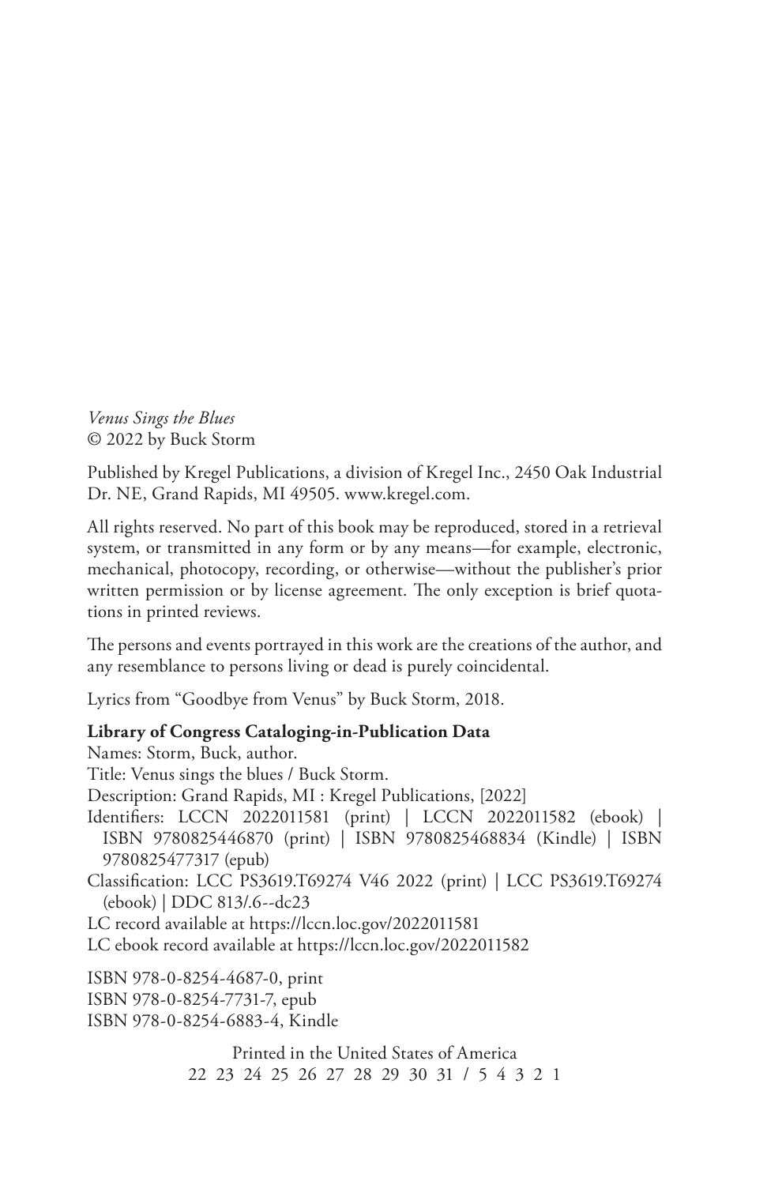*Venus Sings the Blues*
© 2022 by Buck Storm

Published by Kregel Publications, a division of Kregel Inc., 2450 Oak Industrial Dr. NE, Grand Rapids, MI 49505. www.kregel.com.

All rights reserved. No part of this book may be reproduced, stored in a retrieval system, or transmitted in any form or by any means—for example, electronic, mechanical, photocopy, recording, or otherwise—without the publisher's prior written permission or by license agreement. The only exception is brief quotations in printed reviews.

The persons and events portrayed in this work are the creations of the author, and any resemblance to persons living or dead is purely coincidental.

Lyrics from "Goodbye from Venus" by Buck Storm, 2018.

**Library of Congress Cataloging-in-Publication Data**
Names: Storm, Buck, author.
Title: Venus sings the blues / Buck Storm.
Description: Grand Rapids, MI : Kregel Publications, [2022]
Identifiers: LCCN 2022011581 (print) | LCCN 2022011582 (ebook) | ISBN 9780825446870 (print) | ISBN 9780825468834 (Kindle) | ISBN 9780825477317 (epub)
Classification: LCC PS3619.T69274 V46 2022 (print) | LCC PS3619.T69274 (ebook) | DDC 813/.6--dc23
LC record available at https://lccn.loc.gov/2022011581
LC ebook record available at https://lccn.loc.gov/2022011582

ISBN 978-0-8254-4687-0, print
ISBN 978-0-8254-7731-7, epub
ISBN 978-0-8254-6883-4, Kindle

Printed in the United States of America
22 23 24 25 26 27 28 29 30 31 / 5 4 3 2 1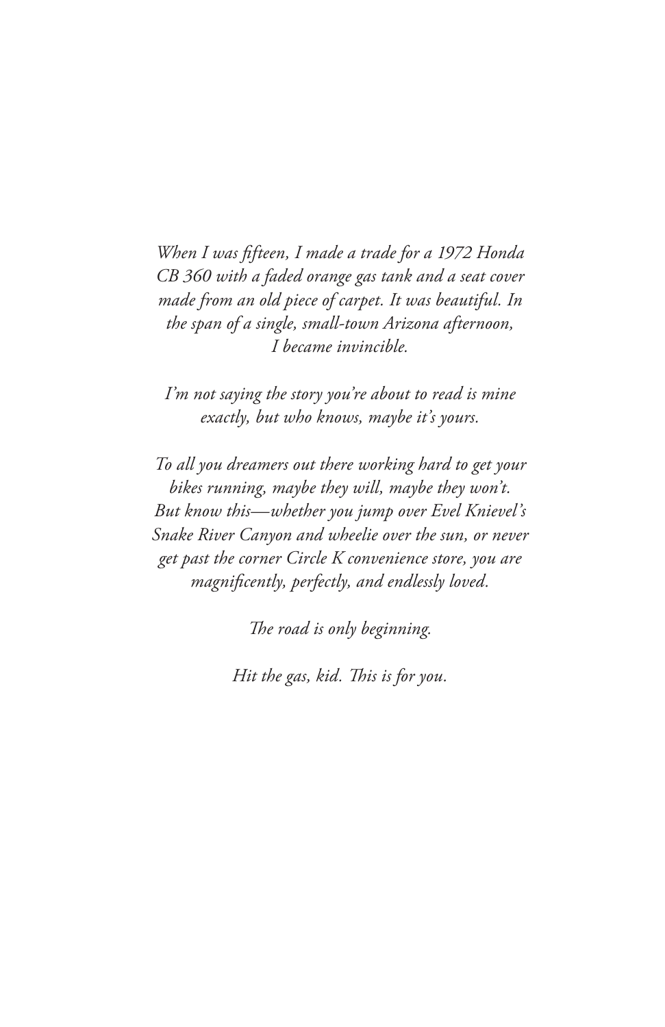*When I was fifteen, I made a trade for a 1972 Honda CB 360 with a faded orange gas tank and a seat cover made from an old piece of carpet. It was beautiful. In the span of a single, small-town Arizona afternoon, I became invincible.*

*I'm not saying the story you're about to read is mine exactly, but who knows, maybe it's yours.*

*To all you dreamers out there working hard to get your bikes running, maybe they will, maybe they won't. But know this—whether you jump over Evel Knievel's Snake River Canyon and wheelie over the sun, or never get past the corner Circle K convenience store, you are magnificently, perfectly, and endlessly loved.*

*The road is only beginning.*

*Hit the gas, kid. This is for you.*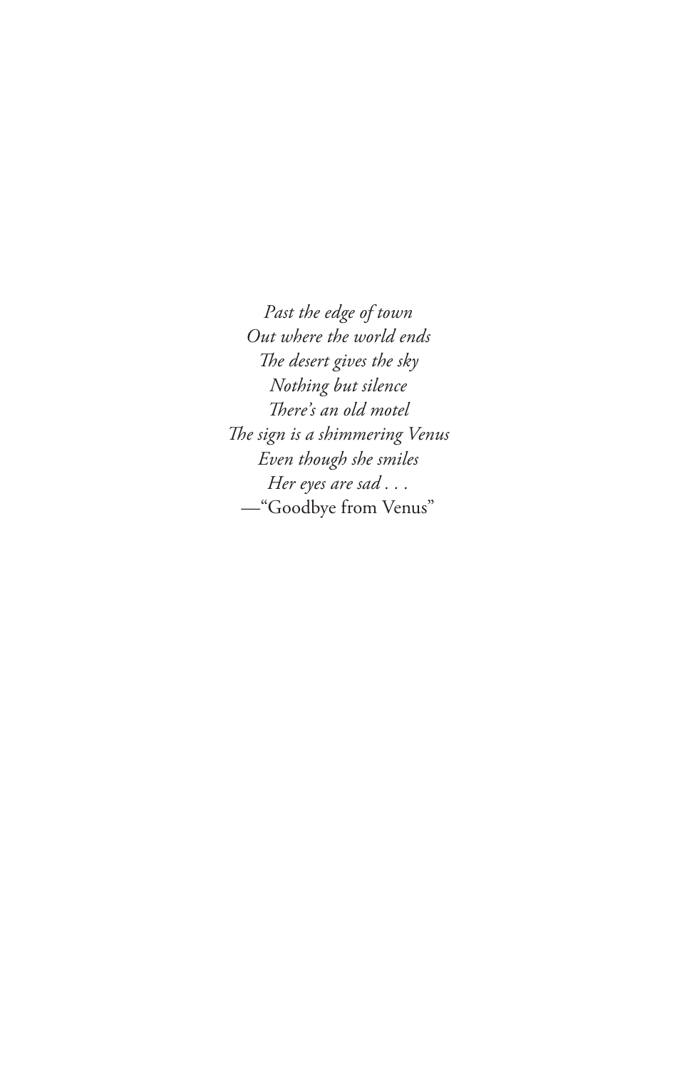*Past the edge of town*  
*Out where the world ends*  
*The desert gives the sky*  
*Nothing but silence*  
*There's an old motel*  
*The sign is a shimmering Venus*  
*Even though she smiles*  
*Her eyes are sad . . .*  
—"Goodbye from Venus"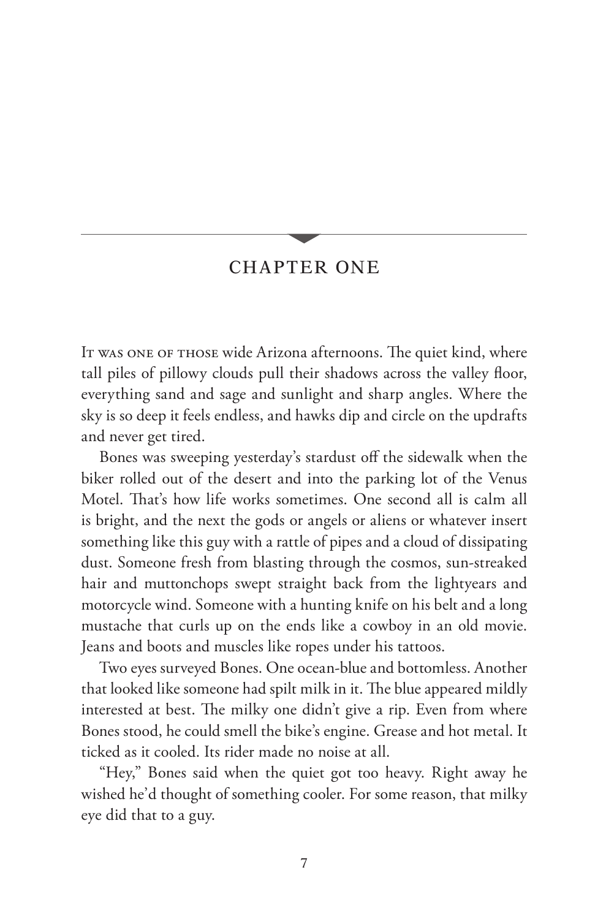# CHAPTER ONE

It was one of those wide Arizona afternoons. The quiet kind, where tall piles of pillowy clouds pull their shadows across the valley floor, everything sand and sage and sunlight and sharp angles. Where the sky is so deep it feels endless, and hawks dip and circle on the updrafts and never get tired.

Bones was sweeping yesterday's stardust off the sidewalk when the biker rolled out of the desert and into the parking lot of the Venus Motel. That's how life works sometimes. One second all is calm all is bright, and the next the gods or angels or aliens or whatever insert something like this guy with a rattle of pipes and a cloud of dissipating dust. Someone fresh from blasting through the cosmos, sun-streaked hair and muttonchops swept straight back from the lightyears and motorcycle wind. Someone with a hunting knife on his belt and a long mustache that curls up on the ends like a cowboy in an old movie. Jeans and boots and muscles like ropes under his tattoos.

Two eyes surveyed Bones. One ocean-blue and bottomless. Another that looked like someone had spilt milk in it. The blue appeared mildly interested at best. The milky one didn't give a rip. Even from where Bones stood, he could smell the bike's engine. Grease and hot metal. It ticked as it cooled. Its rider made no noise at all.

"Hey," Bones said when the quiet got too heavy. Right away he wished he'd thought of something cooler. For some reason, that milky eye did that to a guy.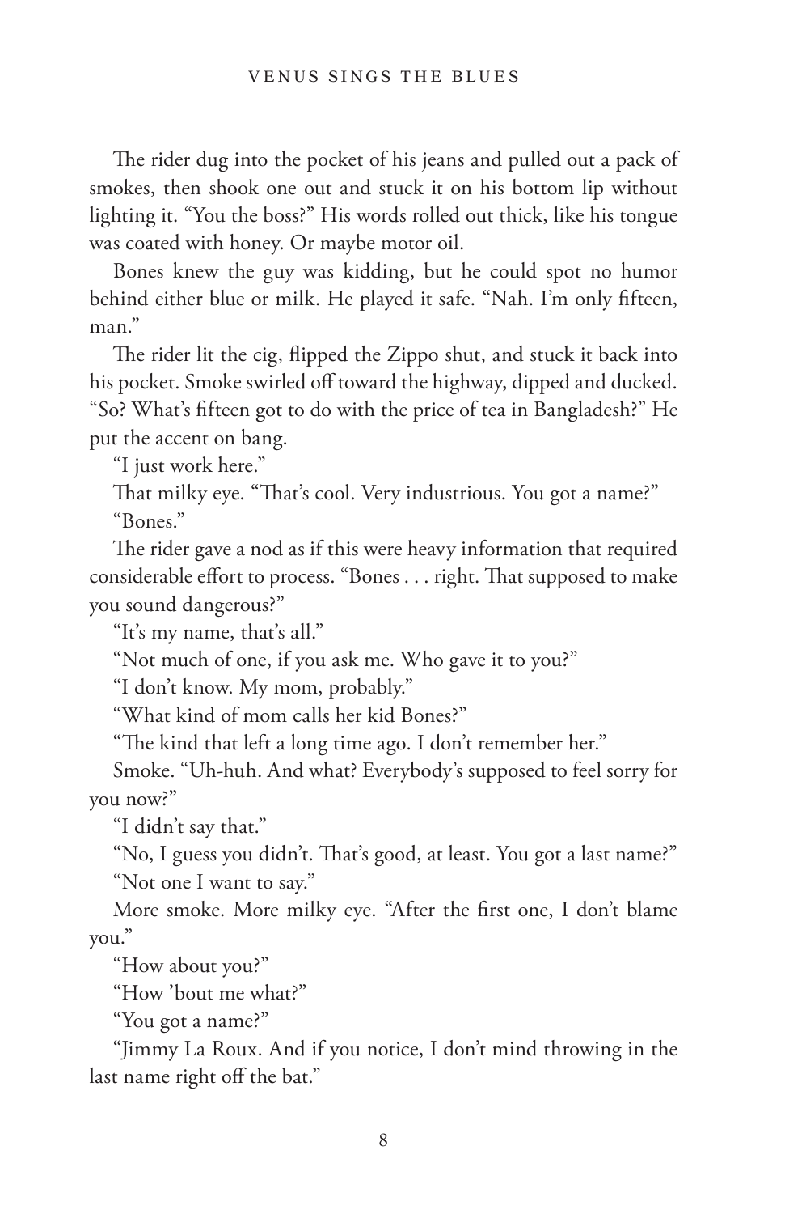The rider dug into the pocket of his jeans and pulled out a pack of smokes, then shook one out and stuck it on his bottom lip without lighting it. "You the boss?" His words rolled out thick, like his tongue was coated with honey. Or maybe motor oil.

Bones knew the guy was kidding, but he could spot no humor behind either blue or milk. He played it safe. "Nah. I'm only fifteen, man."

The rider lit the cig, flipped the Zippo shut, and stuck it back into his pocket. Smoke swirled off toward the highway, dipped and ducked. "So? What's fifteen got to do with the price of tea in Bangladesh?" He put the accent on bang.

"I just work here."

That milky eye. "That's cool. Very industrious. You got a name?"

"Bones."

The rider gave a nod as if this were heavy information that required considerable effort to process. "Bones . . . right. That supposed to make you sound dangerous?"

"It's my name, that's all."

"Not much of one, if you ask me. Who gave it to you?"

"I don't know. My mom, probably."

"What kind of mom calls her kid Bones?"

"The kind that left a long time ago. I don't remember her."

Smoke. "Uh-huh. And what? Everybody's supposed to feel sorry for you now?"

"I didn't say that."

"No, I guess you didn't. That's good, at least. You got a last name?"

"Not one I want to say."

More smoke. More milky eye. "After the first one, I don't blame you."

"How about you?"

"How 'bout me what?"

"You got a name?"

"Jimmy La Roux. And if you notice, I don't mind throwing in the last name right off the bat."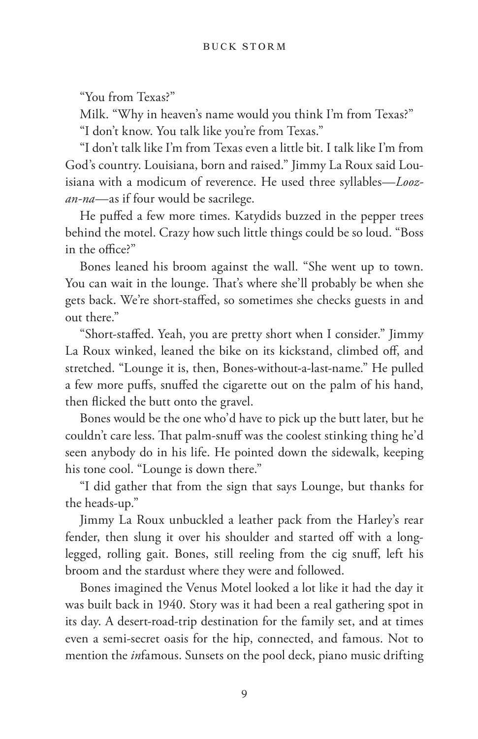"You from Texas?"

Milk. "Why in heaven's name would you think I'm from Texas?"

"I don't know. You talk like you're from Texas."

"I don't talk like I'm from Texas even a little bit. I talk like I'm from God's country. Louisiana, born and raised." Jimmy La Roux said Louisiana with a modicum of reverence. He used three syllables—*Looz-an-na*—as if four would be sacrilege.

He puffed a few more times. Katydids buzzed in the pepper trees behind the motel. Crazy how such little things could be so loud. "Boss in the office?"

Bones leaned his broom against the wall. "She went up to town. You can wait in the lounge. That's where she'll probably be when she gets back. We're short-staffed, so sometimes she checks guests in and out there."

"Short-staffed. Yeah, you are pretty short when I consider." Jimmy La Roux winked, leaned the bike on its kickstand, climbed off, and stretched. "Lounge it is, then, Bones-without-a-last-name." He pulled a few more puffs, snuffed the cigarette out on the palm of his hand, then flicked the butt onto the gravel.

Bones would be the one who'd have to pick up the butt later, but he couldn't care less. That palm-snuff was the coolest stinking thing he'd seen anybody do in his life. He pointed down the sidewalk, keeping his tone cool. "Lounge is down there."

"I did gather that from the sign that says Lounge, but thanks for the heads-up."

Jimmy La Roux unbuckled a leather pack from the Harley's rear fender, then slung it over his shoulder and started off with a long-legged, rolling gait. Bones, still reeling from the cig snuff, left his broom and the stardust where they were and followed.

Bones imagined the Venus Motel looked a lot like it had the day it was built back in 1940. Story was it had been a real gathering spot in its day. A desert-road-trip destination for the family set, and at times even a semi-secret oasis for the hip, connected, and famous. Not to mention the *in*famous. Sunsets on the pool deck, piano music drifting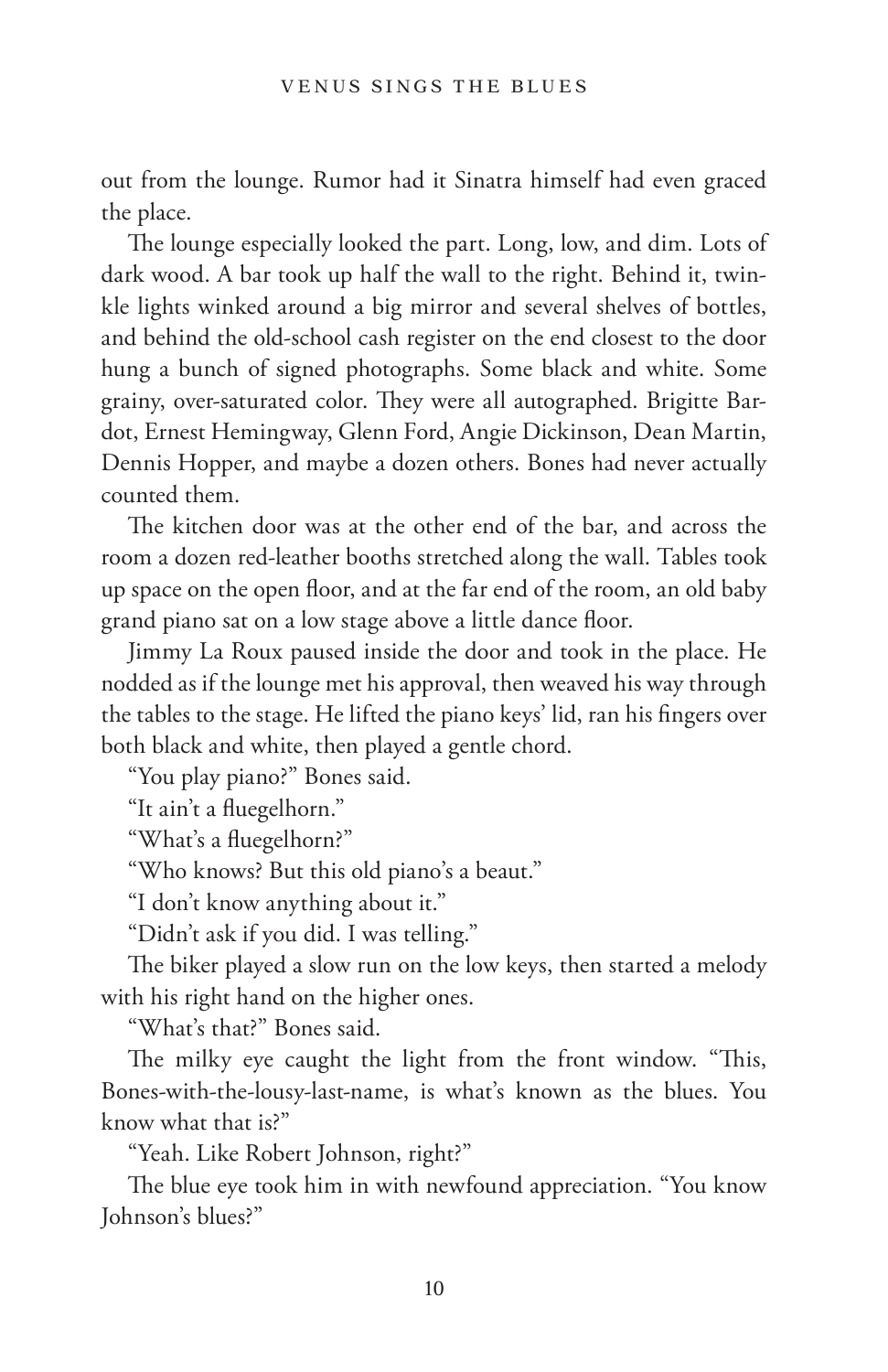out from the lounge. Rumor had it Sinatra himself had even graced the place.

The lounge especially looked the part. Long, low, and dim. Lots of dark wood. A bar took up half the wall to the right. Behind it, twinkle lights winked around a big mirror and several shelves of bottles, and behind the old-school cash register on the end closest to the door hung a bunch of signed photographs. Some black and white. Some grainy, over-saturated color. They were all autographed. Brigitte Bardot, Ernest Hemingway, Glenn Ford, Angie Dickinson, Dean Martin, Dennis Hopper, and maybe a dozen others. Bones had never actually counted them.

The kitchen door was at the other end of the bar, and across the room a dozen red-leather booths stretched along the wall. Tables took up space on the open floor, and at the far end of the room, an old baby grand piano sat on a low stage above a little dance floor.

Jimmy La Roux paused inside the door and took in the place. He nodded as if the lounge met his approval, then weaved his way through the tables to the stage. He lifted the piano keys' lid, ran his fingers over both black and white, then played a gentle chord.

"You play piano?" Bones said.

"It ain't a fluegelhorn."

"What's a fluegelhorn?"

"Who knows? But this old piano's a beaut."

"I don't know anything about it."

"Didn't ask if you did. I was telling."

The biker played a slow run on the low keys, then started a melody with his right hand on the higher ones.

"What's that?" Bones said.

The milky eye caught the light from the front window. "This, Bones-with-the-lousy-last-name, is what's known as the blues. You know what that is?"

"Yeah. Like Robert Johnson, right?"

The blue eye took him in with newfound appreciation. "You know Johnson's blues?"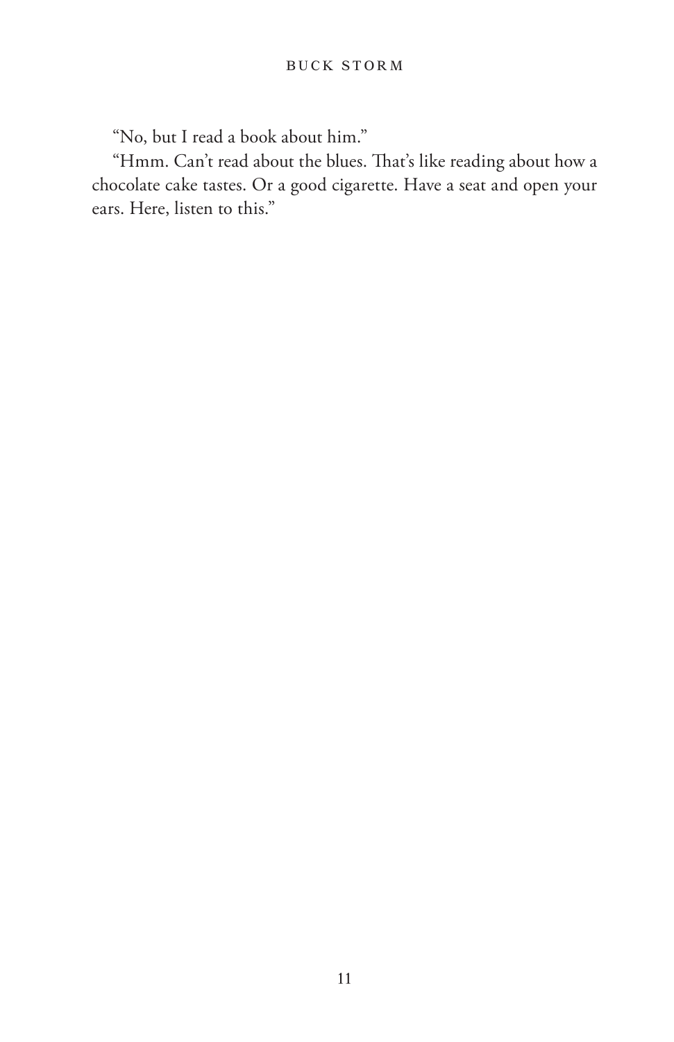"No, but I read a book about him."

"Hmm. Can't read about the blues. That's like reading about how a chocolate cake tastes. Or a good cigarette. Have a seat and open your ears. Here, listen to this."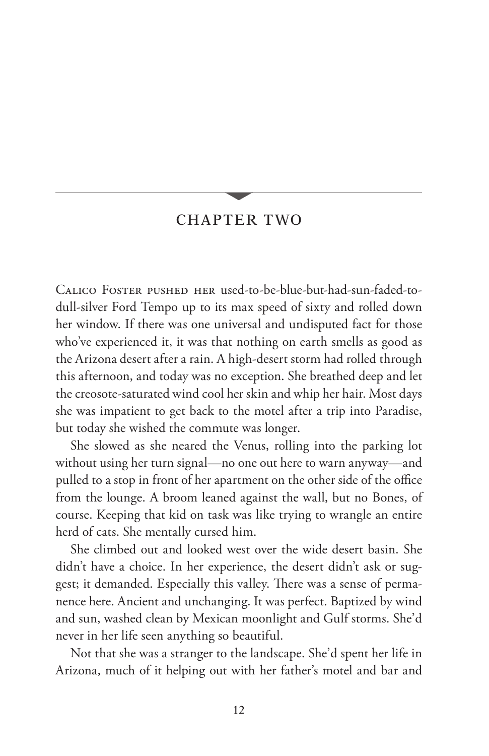## CHAPTER TWO

Calico Foster pushed her used-to-be-blue-but-had-sun-faded-to-dull-silver Ford Tempo up to its max speed of sixty and rolled down her window. If there was one universal and undisputed fact for those who've experienced it, it was that nothing on earth smells as good as the Arizona desert after a rain. A high-desert storm had rolled through this afternoon, and today was no exception. She breathed deep and let the creosote-saturated wind cool her skin and whip her hair. Most days she was impatient to get back to the motel after a trip into Paradise, but today she wished the commute was longer.

She slowed as she neared the Venus, rolling into the parking lot without using her turn signal—no one out here to warn anyway—and pulled to a stop in front of her apartment on the other side of the office from the lounge. A broom leaned against the wall, but no Bones, of course. Keeping that kid on task was like trying to wrangle an entire herd of cats. She mentally cursed him.

She climbed out and looked west over the wide desert basin. She didn't have a choice. In her experience, the desert didn't ask or suggest; it demanded. Especially this valley. There was a sense of permanence here. Ancient and unchanging. It was perfect. Baptized by wind and sun, washed clean by Mexican moonlight and Gulf storms. She'd never in her life seen anything so beautiful.

Not that she was a stranger to the landscape. She'd spent her life in Arizona, much of it helping out with her father's motel and bar and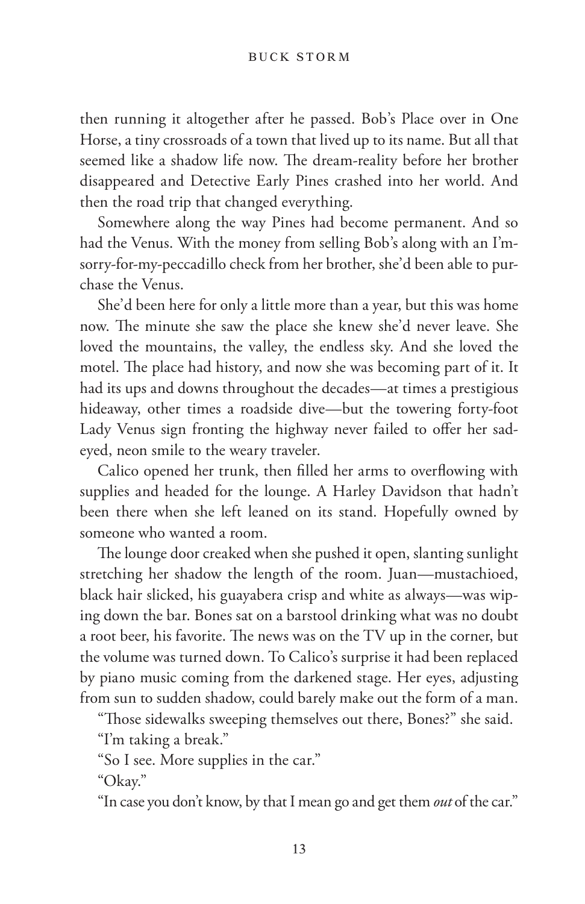then running it altogether after he passed. Bob's Place over in One Horse, a tiny crossroads of a town that lived up to its name. But all that seemed like a shadow life now. The dream-reality before her brother disappeared and Detective Early Pines crashed into her world. And then the road trip that changed everything.

Somewhere along the way Pines had become permanent. And so had the Venus. With the money from selling Bob's along with an I'm-sorry-for-my-peccadillo check from her brother, she'd been able to purchase the Venus.

She'd been here for only a little more than a year, but this was home now. The minute she saw the place she knew she'd never leave. She loved the mountains, the valley, the endless sky. And she loved the motel. The place had history, and now she was becoming part of it. It had its ups and downs throughout the decades—at times a prestigious hideaway, other times a roadside dive—but the towering forty-foot Lady Venus sign fronting the highway never failed to offer her sad-eyed, neon smile to the weary traveler.

Calico opened her trunk, then filled her arms to overflowing with supplies and headed for the lounge. A Harley Davidson that hadn't been there when she left leaned on its stand. Hopefully owned by someone who wanted a room.

The lounge door creaked when she pushed it open, slanting sunlight stretching her shadow the length of the room. Juan—mustachioed, black hair slicked, his guayabera crisp and white as always—was wiping down the bar. Bones sat on a barstool drinking what was no doubt a root beer, his favorite. The news was on the TV up in the corner, but the volume was turned down. To Calico's surprise it had been replaced by piano music coming from the darkened stage. Her eyes, adjusting from sun to sudden shadow, could barely make out the form of a man.

"Those sidewalks sweeping themselves out there, Bones?" she said.

"I'm taking a break."

"So I see. More supplies in the car."

"Okay."

"In case you don't know, by that I mean go and get them *out* of the car."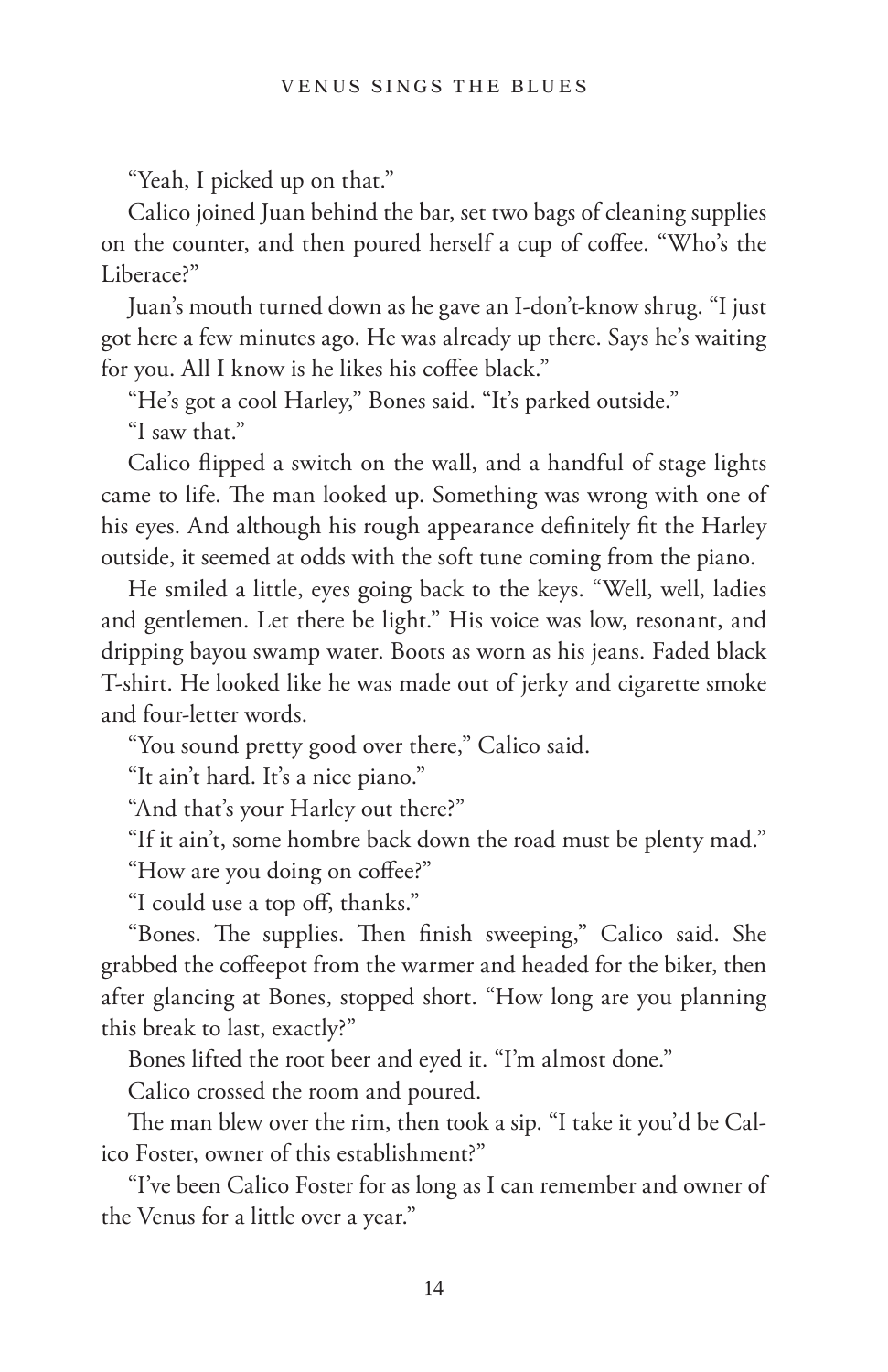"Yeah, I picked up on that."

Calico joined Juan behind the bar, set two bags of cleaning supplies on the counter, and then poured herself a cup of coffee. "Who's the Liberace?"

Juan's mouth turned down as he gave an I-don't-know shrug. "I just got here a few minutes ago. He was already up there. Says he's waiting for you. All I know is he likes his coffee black."

"He's got a cool Harley," Bones said. "It's parked outside."

"I saw that."

Calico flipped a switch on the wall, and a handful of stage lights came to life. The man looked up. Something was wrong with one of his eyes. And although his rough appearance definitely fit the Harley outside, it seemed at odds with the soft tune coming from the piano.

He smiled a little, eyes going back to the keys. "Well, well, ladies and gentlemen. Let there be light." His voice was low, resonant, and dripping bayou swamp water. Boots as worn as his jeans. Faded black T-shirt. He looked like he was made out of jerky and cigarette smoke and four-letter words.

"You sound pretty good over there," Calico said.

"It ain't hard. It's a nice piano."

"And that's your Harley out there?"

"If it ain't, some hombre back down the road must be plenty mad."

"How are you doing on coffee?"

"I could use a top off, thanks."

"Bones. The supplies. Then finish sweeping," Calico said. She grabbed the coffeepot from the warmer and headed for the biker, then after glancing at Bones, stopped short. "How long are you planning this break to last, exactly?"

Bones lifted the root beer and eyed it. "I'm almost done."

Calico crossed the room and poured.

The man blew over the rim, then took a sip. "I take it you'd be Calico Foster, owner of this establishment?"

"I've been Calico Foster for as long as I can remember and owner of the Venus for a little over a year."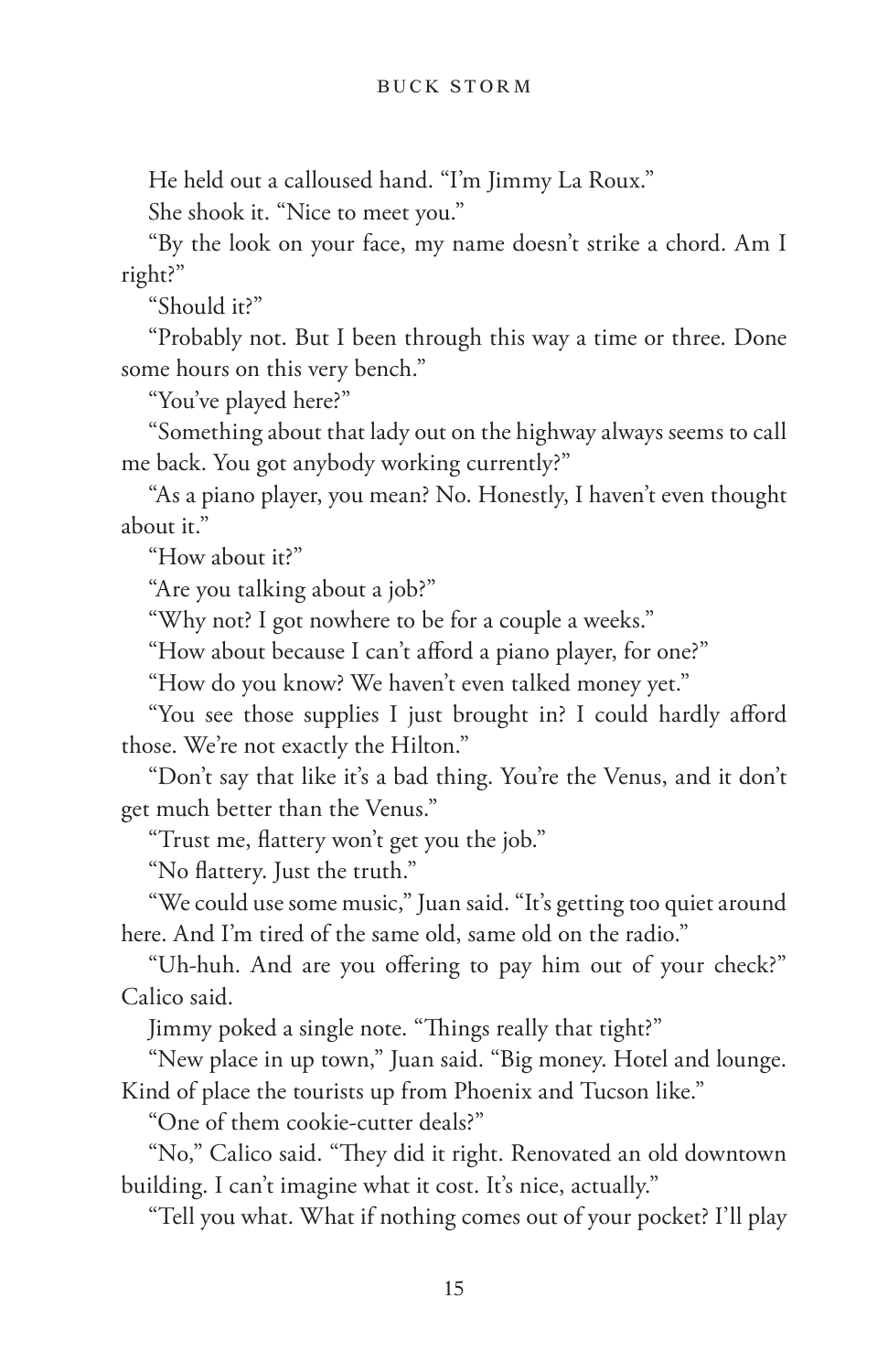He held out a calloused hand. "I'm Jimmy La Roux."

She shook it. "Nice to meet you."

"By the look on your face, my name doesn't strike a chord. Am I right?"

"Should it?"

"Probably not. But I been through this way a time or three. Done some hours on this very bench."

"You've played here?"

"Something about that lady out on the highway always seems to call me back. You got anybody working currently?"

"As a piano player, you mean? No. Honestly, I haven't even thought about it."

"How about it?"

"Are you talking about a job?"

"Why not? I got nowhere to be for a couple a weeks."

"How about because I can't afford a piano player, for one?"

"How do you know? We haven't even talked money yet."

"You see those supplies I just brought in? I could hardly afford those. We're not exactly the Hilton."

"Don't say that like it's a bad thing. You're the Venus, and it don't get much better than the Venus."

"Trust me, flattery won't get you the job."

"No flattery. Just the truth."

"We could use some music," Juan said. "It's getting too quiet around here. And I'm tired of the same old, same old on the radio."

"Uh-huh. And are you offering to pay him out of your check?" Calico said.

Jimmy poked a single note. "Things really that tight?"

"New place in up town," Juan said. "Big money. Hotel and lounge. Kind of place the tourists up from Phoenix and Tucson like."

"One of them cookie-cutter deals?"

"No," Calico said. "They did it right. Renovated an old downtown building. I can't imagine what it cost. It's nice, actually."

"Tell you what. What if nothing comes out of your pocket? I'll play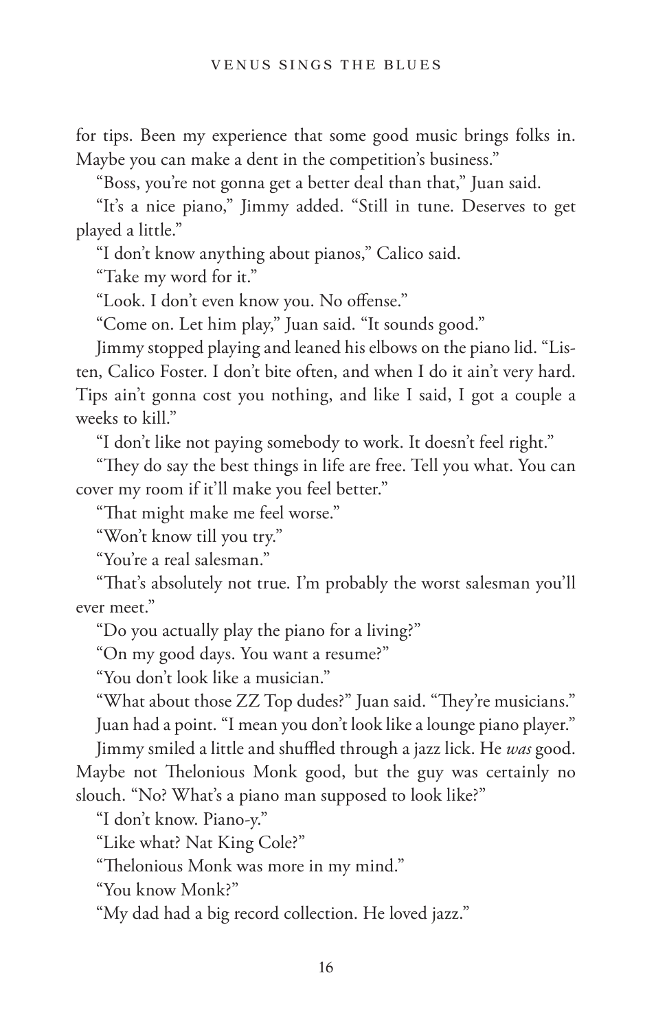for tips. Been my experience that some good music brings folks in. Maybe you can make a dent in the competition's business."

"Boss, you're not gonna get a better deal than that," Juan said.

"It's a nice piano," Jimmy added. "Still in tune. Deserves to get played a little."

"I don't know anything about pianos," Calico said.

"Take my word for it."

"Look. I don't even know you. No offense."

"Come on. Let him play," Juan said. "It sounds good."

Jimmy stopped playing and leaned his elbows on the piano lid. "Listen, Calico Foster. I don't bite often, and when I do it ain't very hard. Tips ain't gonna cost you nothing, and like I said, I got a couple a weeks to kill."

"I don't like not paying somebody to work. It doesn't feel right."

"They do say the best things in life are free. Tell you what. You can cover my room if it'll make you feel better."

"That might make me feel worse."

"Won't know till you try."

"You're a real salesman."

"That's absolutely not true. I'm probably the worst salesman you'll ever meet."

"Do you actually play the piano for a living?"

"On my good days. You want a resume?"

"You don't look like a musician."

"What about those ZZ Top dudes?" Juan said. "They're musicians."

Juan had a point. "I mean you don't look like a lounge piano player."

Jimmy smiled a little and shuffled through a jazz lick. He *was* good. Maybe not Thelonious Monk good, but the guy was certainly no slouch. "No? What's a piano man supposed to look like?"

"I don't know. Piano-y."

"Like what? Nat King Cole?"

"Thelonious Monk was more in my mind."

"You know Monk?"

"My dad had a big record collection. He loved jazz."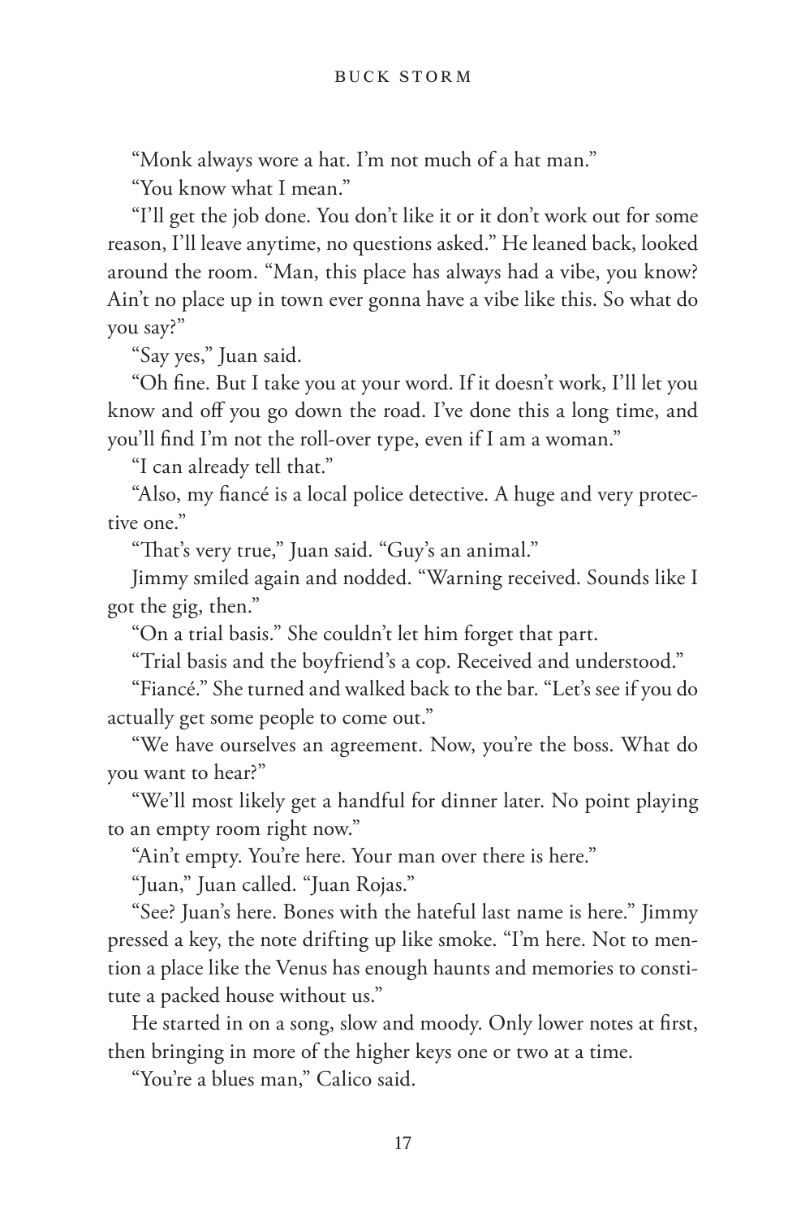"Monk always wore a hat. I'm not much of a hat man."

"You know what I mean."

"I'll get the job done. You don't like it or it don't work out for some reason, I'll leave anytime, no questions asked." He leaned back, looked around the room. "Man, this place has always had a vibe, you know? Ain't no place up in town ever gonna have a vibe like this. So what do you say?"

"Say yes," Juan said.

"Oh fine. But I take you at your word. If it doesn't work, I'll let you know and off you go down the road. I've done this a long time, and you'll find I'm not the roll-over type, even if I am a woman."

"I can already tell that."

"Also, my fiancé is a local police detective. A huge and very protective one."

"That's very true," Juan said. "Guy's an animal."

Jimmy smiled again and nodded. "Warning received. Sounds like I got the gig, then."

"On a trial basis." She couldn't let him forget that part.

"Trial basis and the boyfriend's a cop. Received and understood."

"Fiancé." She turned and walked back to the bar. "Let's see if you do actually get some people to come out."

"We have ourselves an agreement. Now, you're the boss. What do you want to hear?"

"We'll most likely get a handful for dinner later. No point playing to an empty room right now."

"Ain't empty. You're here. Your man over there is here."

"Juan," Juan called. "Juan Rojas."

"See? Juan's here. Bones with the hateful last name is here." Jimmy pressed a key, the note drifting up like smoke. "I'm here. Not to mention a place like the Venus has enough haunts and memories to constitute a packed house without us."

He started in on a song, slow and moody. Only lower notes at first, then bringing in more of the higher keys one or two at a time.

"You're a blues man," Calico said.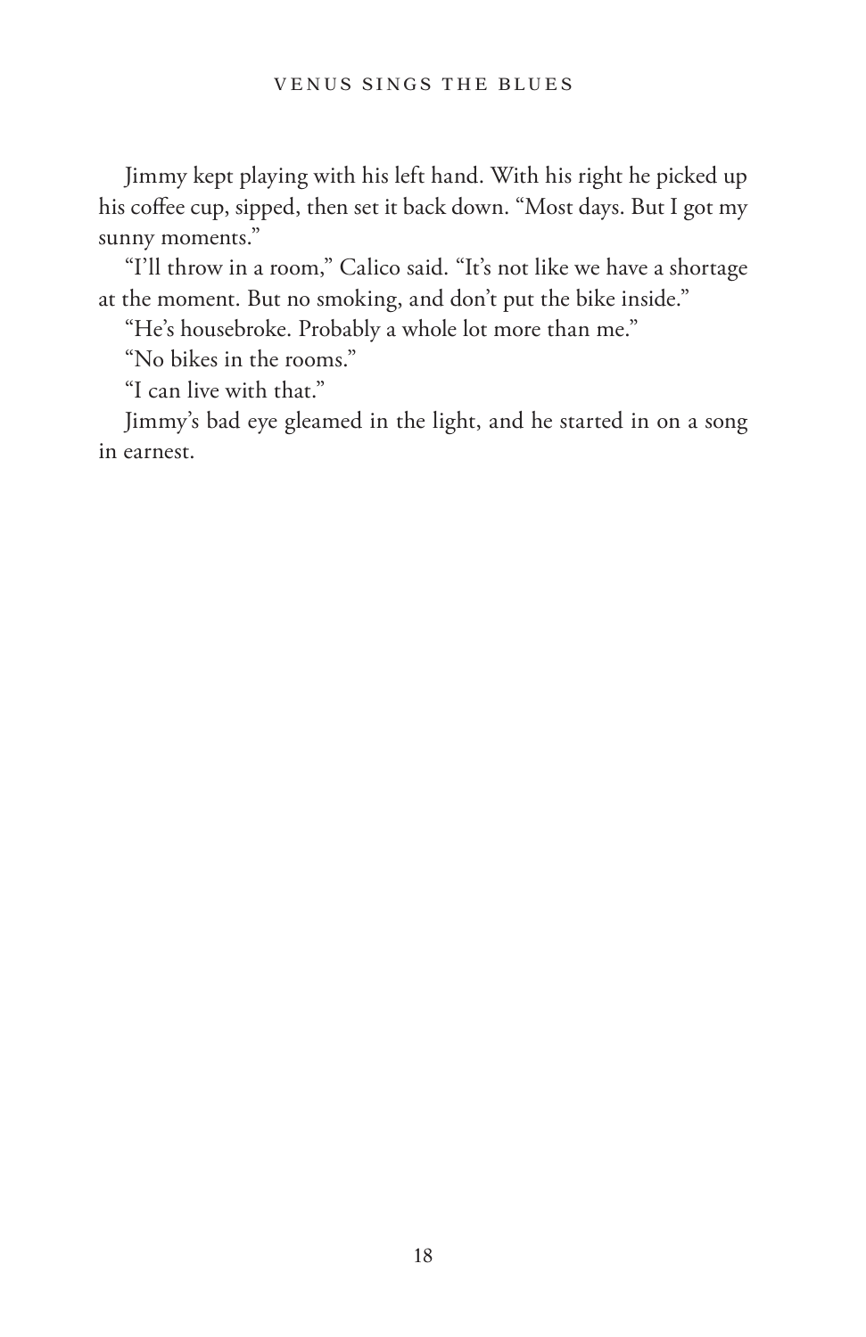Jimmy kept playing with his left hand. With his right he picked up his coffee cup, sipped, then set it back down. "Most days. But I got my sunny moments."

"I'll throw in a room," Calico said. "It's not like we have a shortage at the moment. But no smoking, and don't put the bike inside."

"He's housebroke. Probably a whole lot more than me."

"No bikes in the rooms."

"I can live with that."

Jimmy's bad eye gleamed in the light, and he started in on a song in earnest.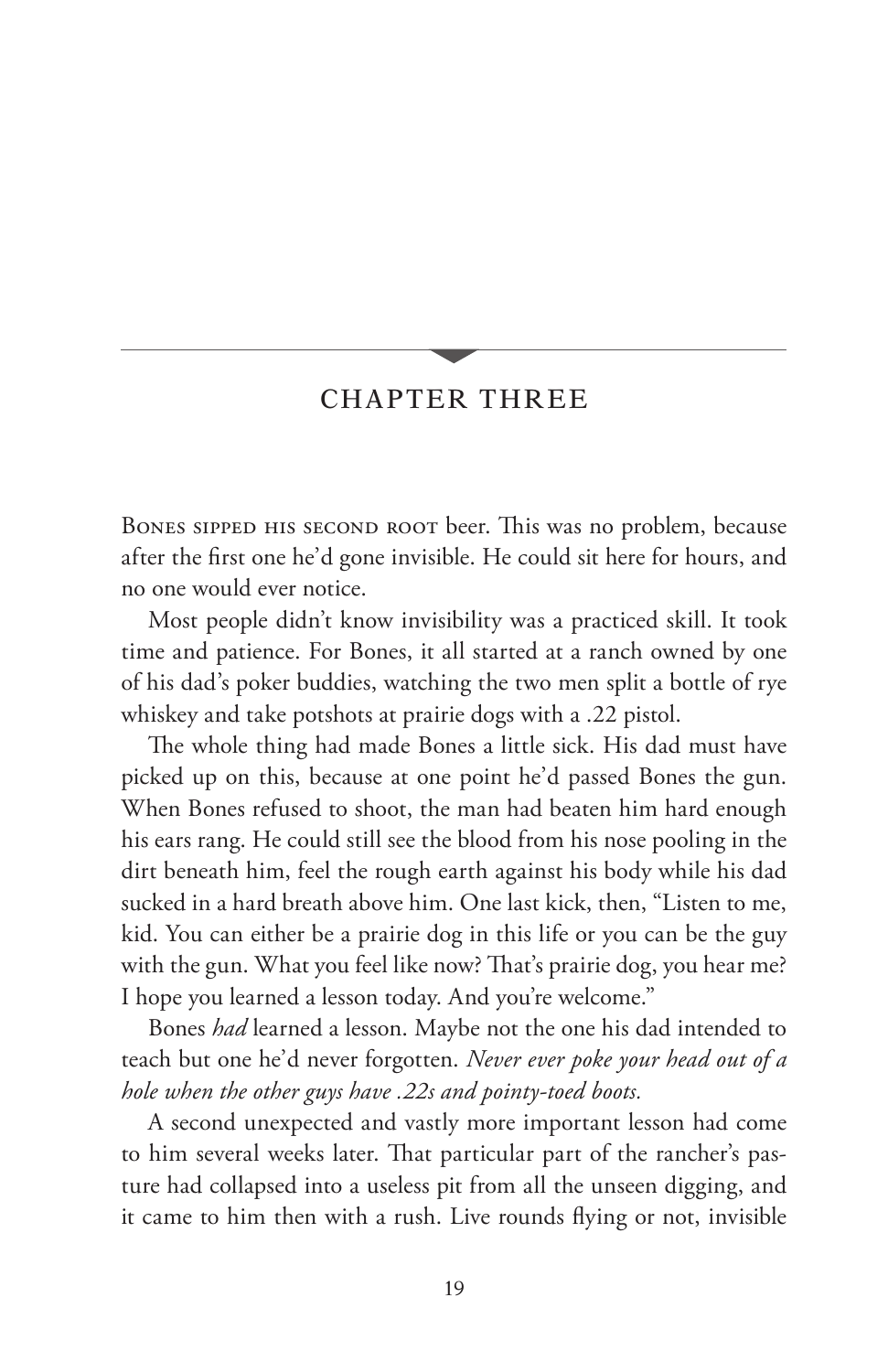## CHAPTER THREE

Bones sipped his second root beer. This was no problem, because after the first one he'd gone invisible. He could sit here for hours, and no one would ever notice.

Most people didn't know invisibility was a practiced skill. It took time and patience. For Bones, it all started at a ranch owned by one of his dad's poker buddies, watching the two men split a bottle of rye whiskey and take potshots at prairie dogs with a .22 pistol.

The whole thing had made Bones a little sick. His dad must have picked up on this, because at one point he'd passed Bones the gun. When Bones refused to shoot, the man had beaten him hard enough his ears rang. He could still see the blood from his nose pooling in the dirt beneath him, feel the rough earth against his body while his dad sucked in a hard breath above him. One last kick, then, "Listen to me, kid. You can either be a prairie dog in this life or you can be the guy with the gun. What you feel like now? That's prairie dog, you hear me? I hope you learned a lesson today. And you're welcome."

Bones *had* learned a lesson. Maybe not the one his dad intended to teach but one he'd never forgotten. *Never ever poke your head out of a hole when the other guys have .22s and pointy-toed boots.*

A second unexpected and vastly more important lesson had come to him several weeks later. That particular part of the rancher's pasture had collapsed into a useless pit from all the unseen digging, and it came to him then with a rush. Live rounds flying or not, invisible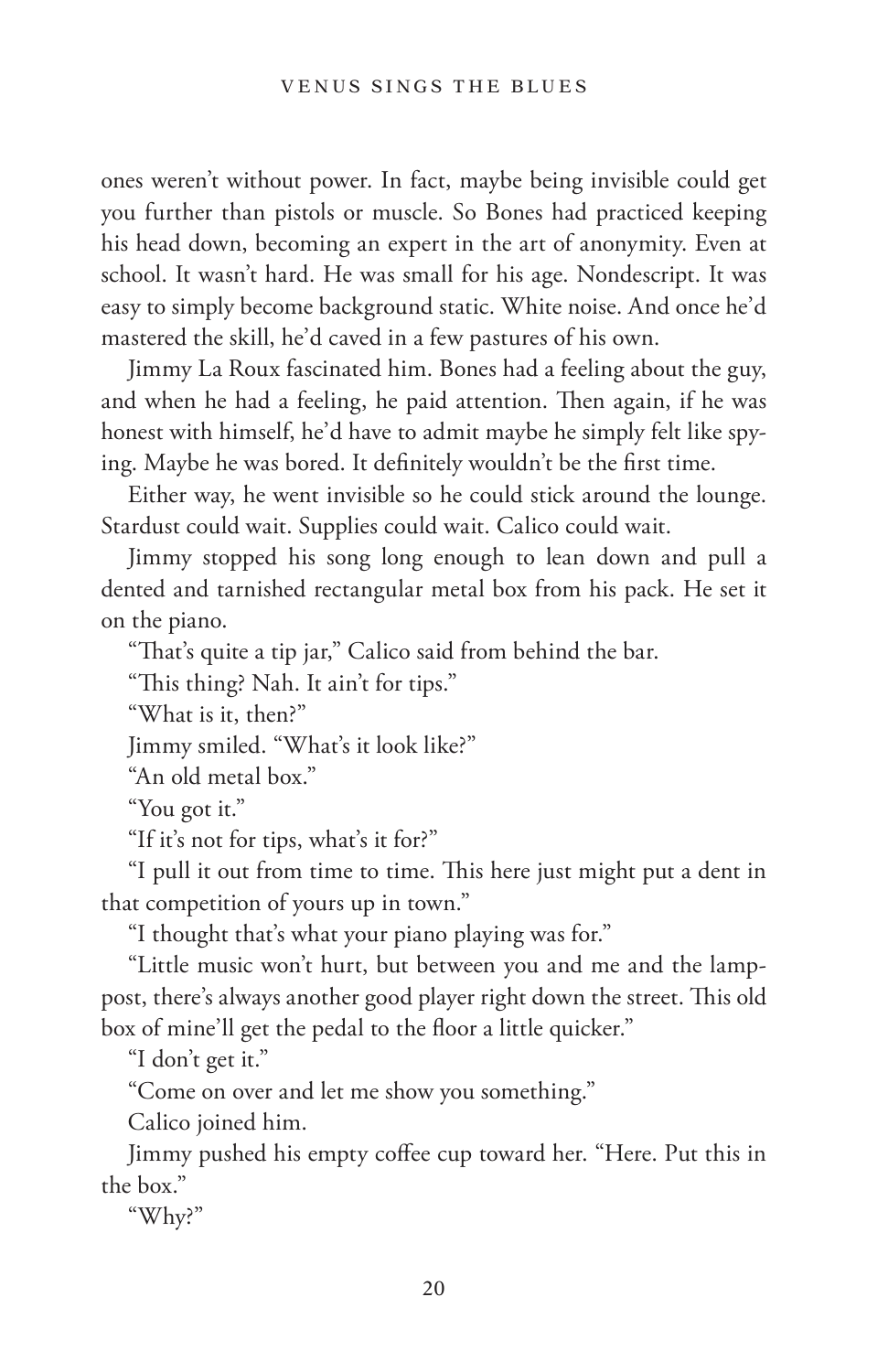ones weren't without power. In fact, maybe being invisible could get you further than pistols or muscle. So Bones had practiced keeping his head down, becoming an expert in the art of anonymity. Even at school. It wasn't hard. He was small for his age. Nondescript. It was easy to simply become background static. White noise. And once he'd mastered the skill, he'd caved in a few pastures of his own.

Jimmy La Roux fascinated him. Bones had a feeling about the guy, and when he had a feeling, he paid attention. Then again, if he was honest with himself, he'd have to admit maybe he simply felt like spying. Maybe he was bored. It definitely wouldn't be the first time.

Either way, he went invisible so he could stick around the lounge. Stardust could wait. Supplies could wait. Calico could wait.

Jimmy stopped his song long enough to lean down and pull a dented and tarnished rectangular metal box from his pack. He set it on the piano.

"That's quite a tip jar," Calico said from behind the bar.

"This thing? Nah. It ain't for tips."

"What is it, then?"

Jimmy smiled. "What's it look like?"

"An old metal box."

"You got it."

"If it's not for tips, what's it for?"

"I pull it out from time to time. This here just might put a dent in that competition of yours up in town."

"I thought that's what your piano playing was for."

"Little music won't hurt, but between you and me and the lamppost, there's always another good player right down the street. This old box of mine'll get the pedal to the floor a little quicker."

"I don't get it."

"Come on over and let me show you something."

Calico joined him.

Jimmy pushed his empty coffee cup toward her. "Here. Put this in the box."

"Why?"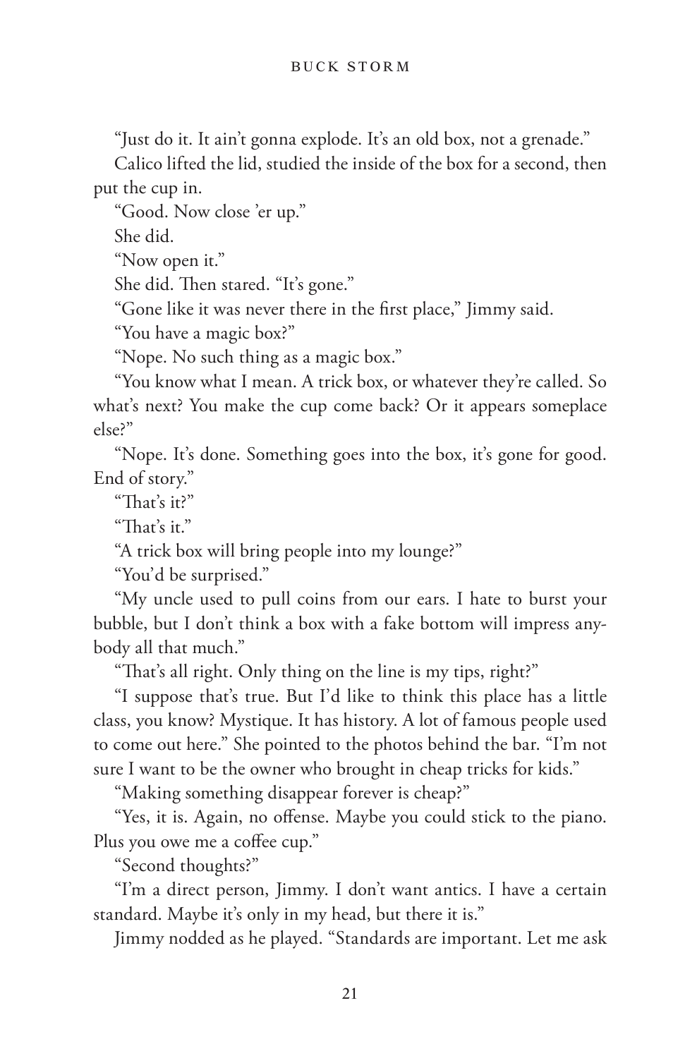"Just do it. It ain't gonna explode. It's an old box, not a grenade."

Calico lifted the lid, studied the inside of the box for a second, then put the cup in.

"Good. Now close 'er up."

She did.

"Now open it."

She did. Then stared. "It's gone."

"Gone like it was never there in the first place," Jimmy said.

"You have a magic box?"

"Nope. No such thing as a magic box."

"You know what I mean. A trick box, or whatever they're called. So what's next? You make the cup come back? Or it appears someplace else?"

"Nope. It's done. Something goes into the box, it's gone for good. End of story."

"That's it?"

"That's it."

"A trick box will bring people into my lounge?"

"You'd be surprised."

"My uncle used to pull coins from our ears. I hate to burst your bubble, but I don't think a box with a fake bottom will impress anybody all that much."

"That's all right. Only thing on the line is my tips, right?"

"I suppose that's true. But I'd like to think this place has a little class, you know? Mystique. It has history. A lot of famous people used to come out here." She pointed to the photos behind the bar. "I'm not sure I want to be the owner who brought in cheap tricks for kids."

"Making something disappear forever is cheap?"

"Yes, it is. Again, no offense. Maybe you could stick to the piano. Plus you owe me a coffee cup."

"Second thoughts?"

"I'm a direct person, Jimmy. I don't want antics. I have a certain standard. Maybe it's only in my head, but there it is."

Jimmy nodded as he played. "Standards are important. Let me ask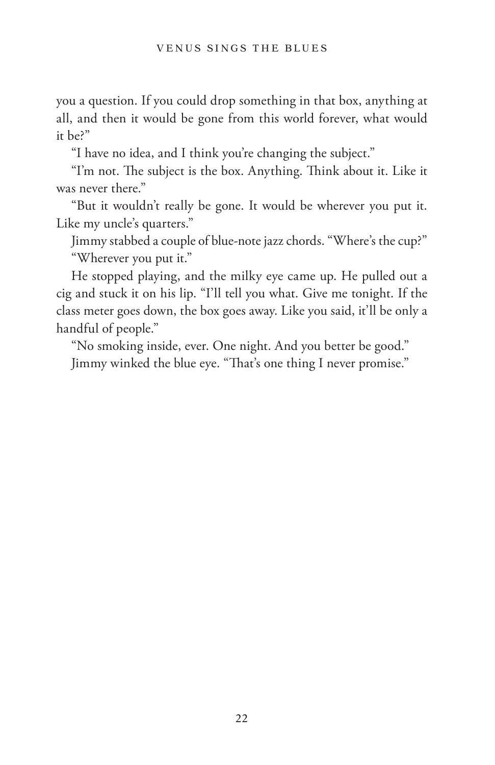you a question. If you could drop something in that box, anything at all, and then it would be gone from this world forever, what would it be?"

"I have no idea, and I think you're changing the subject."

"I'm not. The subject is the box. Anything. Think about it. Like it was never there."

"But it wouldn't really be gone. It would be wherever you put it. Like my uncle's quarters."

Jimmy stabbed a couple of blue-note jazz chords. "Where's the cup?"

"Wherever you put it."

He stopped playing, and the milky eye came up. He pulled out a cig and stuck it on his lip. "I'll tell you what. Give me tonight. If the class meter goes down, the box goes away. Like you said, it'll be only a handful of people."

"No smoking inside, ever. One night. And you better be good."

Jimmy winked the blue eye. "That's one thing I never promise."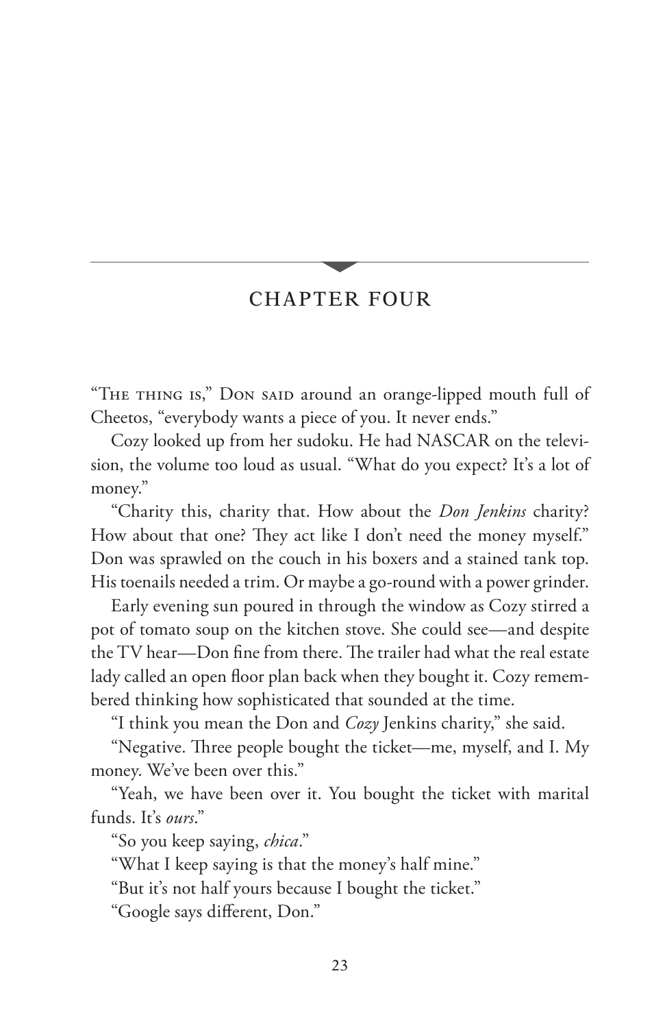## CHAPTER FOUR

"The thing is," Don said around an orange-lipped mouth full of Cheetos, "everybody wants a piece of you. It never ends."

Cozy looked up from her sudoku. He had NASCAR on the television, the volume too loud as usual. "What do you expect? It's a lot of money."

"Charity this, charity that. How about the *Don Jenkins* charity? How about that one? They act like I don't need the money myself." Don was sprawled on the couch in his boxers and a stained tank top. His toenails needed a trim. Or maybe a go-round with a power grinder.

Early evening sun poured in through the window as Cozy stirred a pot of tomato soup on the kitchen stove. She could see—and despite the TV hear—Don fine from there. The trailer had what the real estate lady called an open floor plan back when they bought it. Cozy remembered thinking how sophisticated that sounded at the time.

"I think you mean the Don and *Cozy* Jenkins charity," she said.

"Negative. Three people bought the ticket—me, myself, and I. My money. We've been over this."

"Yeah, we have been over it. You bought the ticket with marital funds. It's *ours*."

"So you keep saying, *chica*."

"What I keep saying is that the money's half mine."

"But it's not half yours because I bought the ticket."

"Google says different, Don."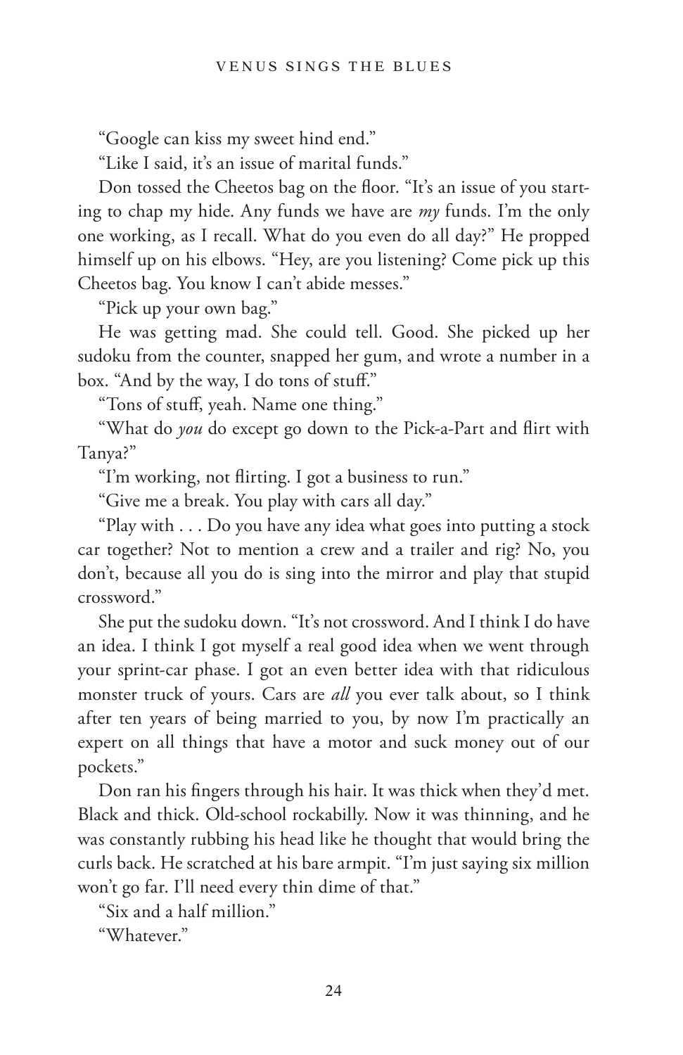"Google can kiss my sweet hind end."

"Like I said, it's an issue of marital funds."

Don tossed the Cheetos bag on the floor. "It's an issue of you starting to chap my hide. Any funds we have are *my* funds. I'm the only one working, as I recall. What do you even do all day?" He propped himself up on his elbows. "Hey, are you listening? Come pick up this Cheetos bag. You know I can't abide messes."

"Pick up your own bag."

He was getting mad. She could tell. Good. She picked up her sudoku from the counter, snapped her gum, and wrote a number in a box. "And by the way, I do tons of stuff."

"Tons of stuff, yeah. Name one thing."

"What do *you* do except go down to the Pick-a-Part and flirt with Tanya?"

"I'm working, not flirting. I got a business to run."

"Give me a break. You play with cars all day."

"Play with . . . Do you have any idea what goes into putting a stock car together? Not to mention a crew and a trailer and rig? No, you don't, because all you do is sing into the mirror and play that stupid crossword."

She put the sudoku down. "It's not crossword. And I think I do have an idea. I think I got myself a real good idea when we went through your sprint-car phase. I got an even better idea with that ridiculous monster truck of yours. Cars are *all* you ever talk about, so I think after ten years of being married to you, by now I'm practically an expert on all things that have a motor and suck money out of our pockets."

Don ran his fingers through his hair. It was thick when they'd met. Black and thick. Old-school rockabilly. Now it was thinning, and he was constantly rubbing his head like he thought that would bring the curls back. He scratched at his bare armpit. "I'm just saying six million won't go far. I'll need every thin dime of that."

"Six and a half million."

"Whatever."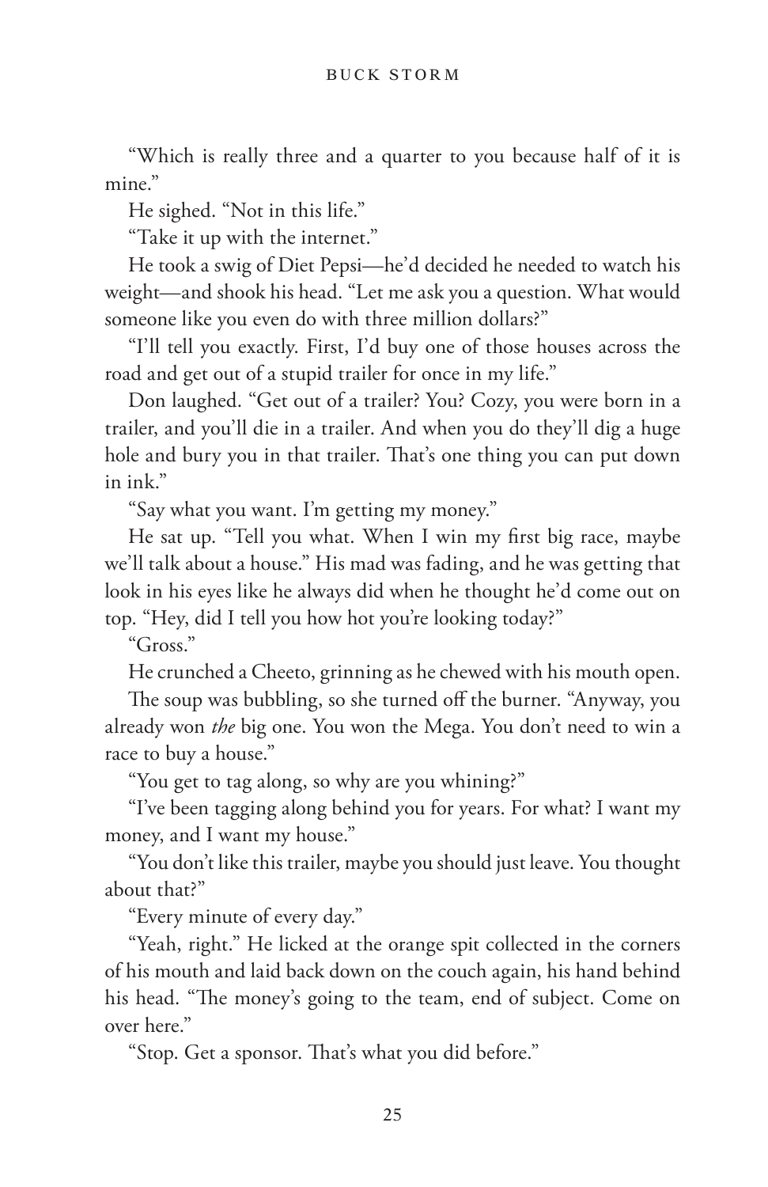"Which is really three and a quarter to you because half of it is mine."

He sighed. "Not in this life."

"Take it up with the internet."

He took a swig of Diet Pepsi—he'd decided he needed to watch his weight—and shook his head. "Let me ask you a question. What would someone like you even do with three million dollars?"

"I'll tell you exactly. First, I'd buy one of those houses across the road and get out of a stupid trailer for once in my life."

Don laughed. "Get out of a trailer? You? Cozy, you were born in a trailer, and you'll die in a trailer. And when you do they'll dig a huge hole and bury you in that trailer. That's one thing you can put down in ink."

"Say what you want. I'm getting my money."

He sat up. "Tell you what. When I win my first big race, maybe we'll talk about a house." His mad was fading, and he was getting that look in his eyes like he always did when he thought he'd come out on top. "Hey, did I tell you how hot you're looking today?"

"Gross."

He crunched a Cheeto, grinning as he chewed with his mouth open.

The soup was bubbling, so she turned off the burner. "Anyway, you already won *the* big one. You won the Mega. You don't need to win a race to buy a house."

"You get to tag along, so why are you whining?"

"I've been tagging along behind you for years. For what? I want my money, and I want my house."

"You don't like this trailer, maybe you should just leave. You thought about that?"

"Every minute of every day."

"Yeah, right." He licked at the orange spit collected in the corners of his mouth and laid back down on the couch again, his hand behind his head. "The money's going to the team, end of subject. Come on over here."

"Stop. Get a sponsor. That's what you did before."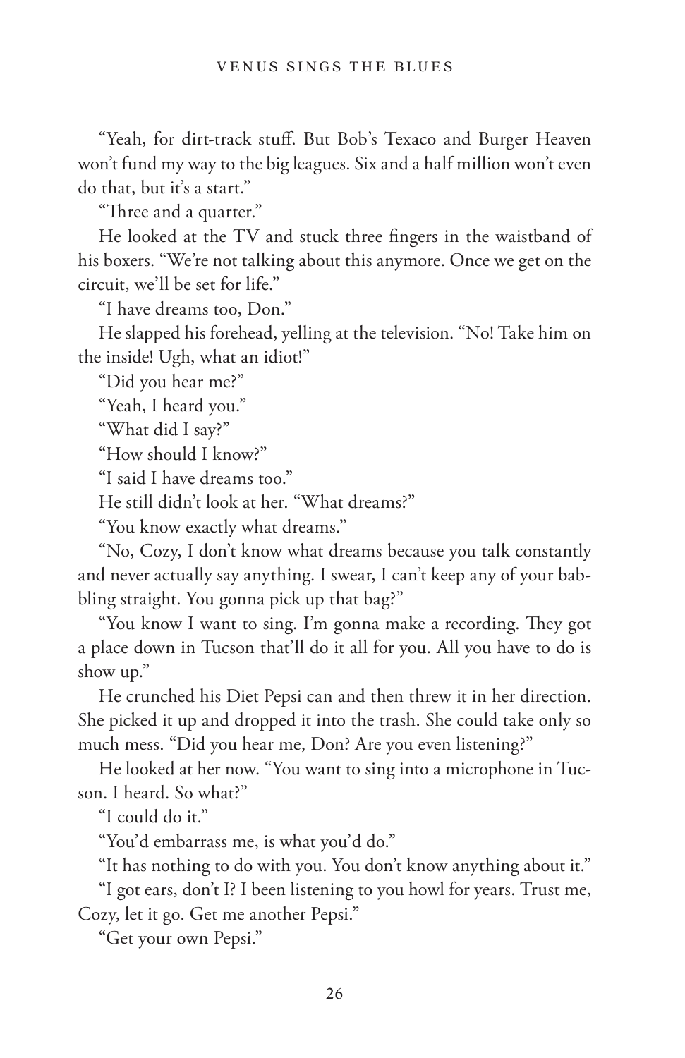"Yeah, for dirt-track stuff. But Bob's Texaco and Burger Heaven won't fund my way to the big leagues. Six and a half million won't even do that, but it's a start."

"Three and a quarter."

He looked at the TV and stuck three fingers in the waistband of his boxers. "We're not talking about this anymore. Once we get on the circuit, we'll be set for life."

"I have dreams too, Don."

He slapped his forehead, yelling at the television. "No! Take him on the inside! Ugh, what an idiot!"

"Did you hear me?"

"Yeah, I heard you."

"What did I say?"

"How should I know?"

"I said I have dreams too."

He still didn't look at her. "What dreams?"

"You know exactly what dreams."

"No, Cozy, I don't know what dreams because you talk constantly and never actually say anything. I swear, I can't keep any of your babbling straight. You gonna pick up that bag?"

"You know I want to sing. I'm gonna make a recording. They got a place down in Tucson that'll do it all for you. All you have to do is show up."

He crunched his Diet Pepsi can and then threw it in her direction. She picked it up and dropped it into the trash. She could take only so much mess. "Did you hear me, Don? Are you even listening?"

He looked at her now. "You want to sing into a microphone in Tucson. I heard. So what?"

"I could do it."

"You'd embarrass me, is what you'd do."

"It has nothing to do with you. You don't know anything about it."

"I got ears, don't I? I been listening to you howl for years. Trust me, Cozy, let it go. Get me another Pepsi."

"Get your own Pepsi."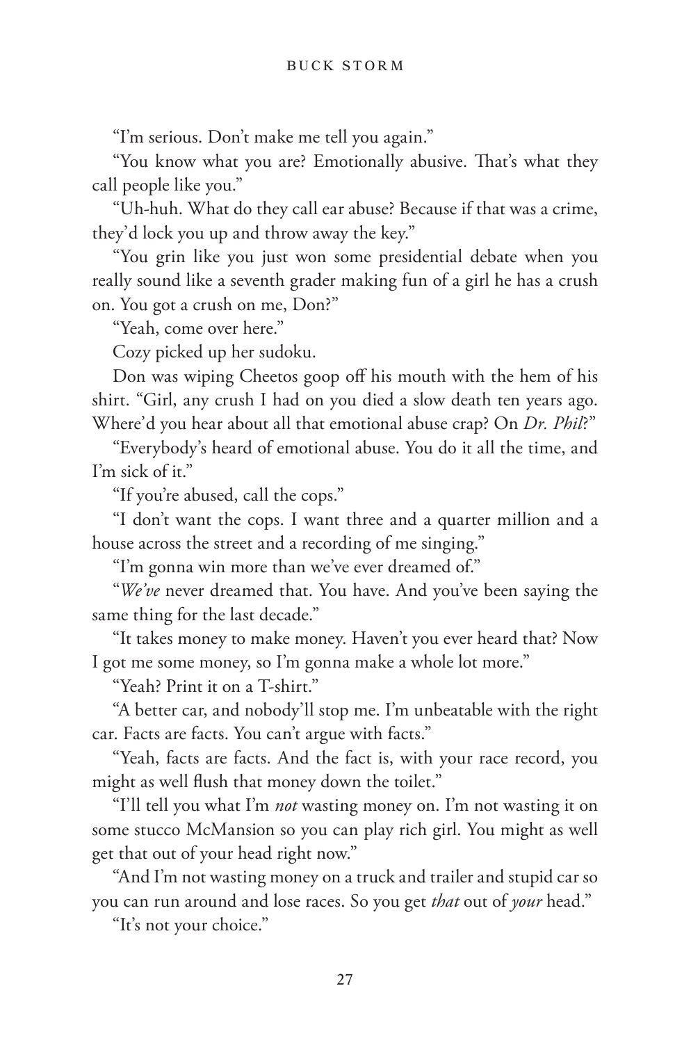"I'm serious. Don't make me tell you again."

"You know what you are? Emotionally abusive. That's what they call people like you."

"Uh-huh. What do they call ear abuse? Because if that was a crime, they'd lock you up and throw away the key."

"You grin like you just won some presidential debate when you really sound like a seventh grader making fun of a girl he has a crush on. You got a crush on me, Don?"

"Yeah, come over here."

Cozy picked up her sudoku.

Don was wiping Cheetos goop off his mouth with the hem of his shirt. "Girl, any crush I had on you died a slow death ten years ago. Where'd you hear about all that emotional abuse crap? On *Dr. Phil*?"

"Everybody's heard of emotional abuse. You do it all the time, and I'm sick of it."

"If you're abused, call the cops."

"I don't want the cops. I want three and a quarter million and a house across the street and a recording of me singing."

"I'm gonna win more than we've ever dreamed of."

"*We've* never dreamed that. You have. And you've been saying the same thing for the last decade."

"It takes money to make money. Haven't you ever heard that? Now I got me some money, so I'm gonna make a whole lot more."

"Yeah? Print it on a T-shirt."

"A better car, and nobody'll stop me. I'm unbeatable with the right car. Facts are facts. You can't argue with facts."

"Yeah, facts are facts. And the fact is, with your race record, you might as well flush that money down the toilet."

"I'll tell you what I'm *not* wasting money on. I'm not wasting it on some stucco McMansion so you can play rich girl. You might as well get that out of your head right now."

"And I'm not wasting money on a truck and trailer and stupid car so you can run around and lose races. So you get *that* out of *your* head."

"It's not your choice."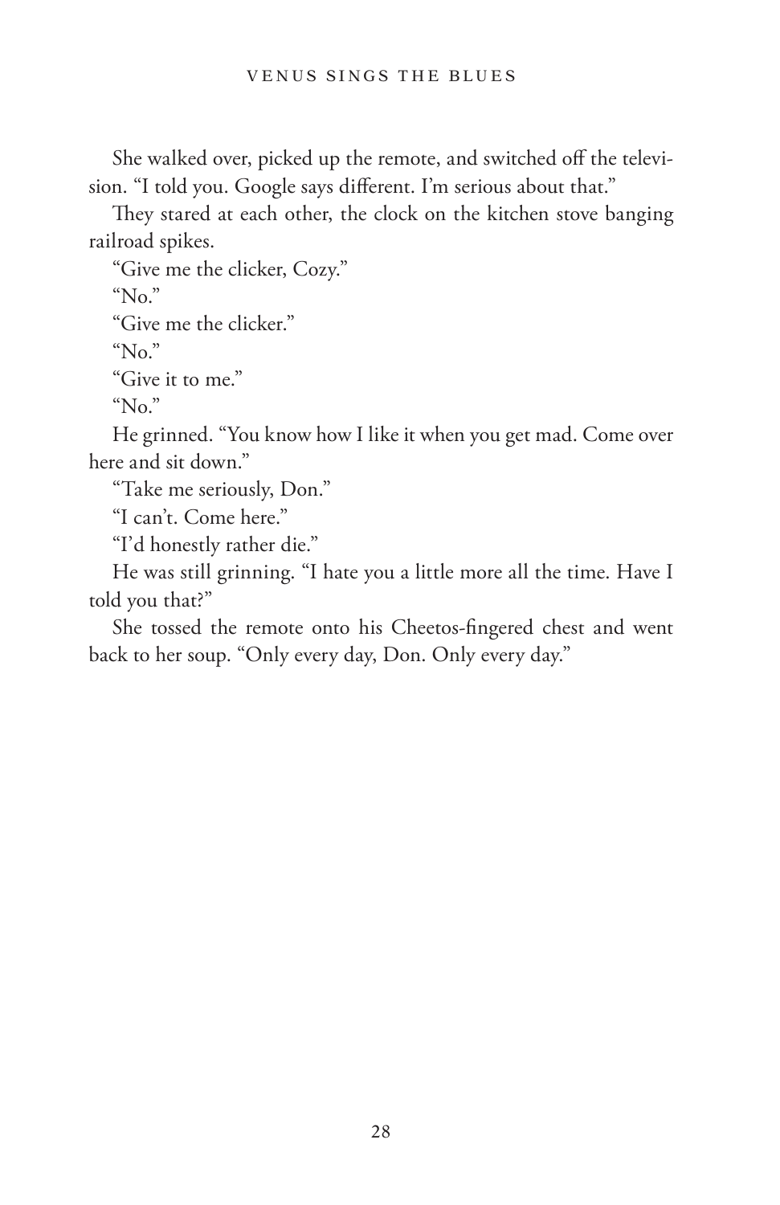She walked over, picked up the remote, and switched off the television. "I told you. Google says different. I'm serious about that."

They stared at each other, the clock on the kitchen stove banging railroad spikes.

"Give me the clicker, Cozy."

"No."

"Give me the clicker."

"No."

"Give it to me."

"No."

He grinned. "You know how I like it when you get mad. Come over here and sit down."

"Take me seriously, Don."

"I can't. Come here."

"I'd honestly rather die."

He was still grinning. "I hate you a little more all the time. Have I told you that?"

She tossed the remote onto his Cheetos-fingered chest and went back to her soup. "Only every day, Don. Only every day."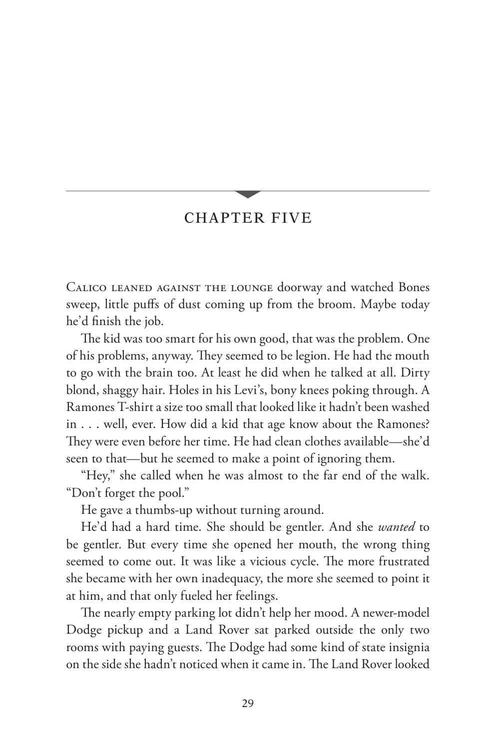## CHAPTER FIVE

Calico leaned against the lounge doorway and watched Bones sweep, little puffs of dust coming up from the broom. Maybe today he'd finish the job.

The kid was too smart for his own good, that was the problem. One of his problems, anyway. They seemed to be legion. He had the mouth to go with the brain too. At least he did when he talked at all. Dirty blond, shaggy hair. Holes in his Levi's, bony knees poking through. A Ramones T-shirt a size too small that looked like it hadn't been washed in . . . well, ever. How did a kid that age know about the Ramones? They were even before her time. He had clean clothes available—she'd seen to that—but he seemed to make a point of ignoring them.

"Hey," she called when he was almost to the far end of the walk. "Don't forget the pool."

He gave a thumbs-up without turning around.

He'd had a hard time. She should be gentler. And she *wanted* to be gentler. But every time she opened her mouth, the wrong thing seemed to come out. It was like a vicious cycle. The more frustrated she became with her own inadequacy, the more she seemed to point it at him, and that only fueled her feelings.

The nearly empty parking lot didn't help her mood. A newer-model Dodge pickup and a Land Rover sat parked outside the only two rooms with paying guests. The Dodge had some kind of state insignia on the side she hadn't noticed when it came in. The Land Rover looked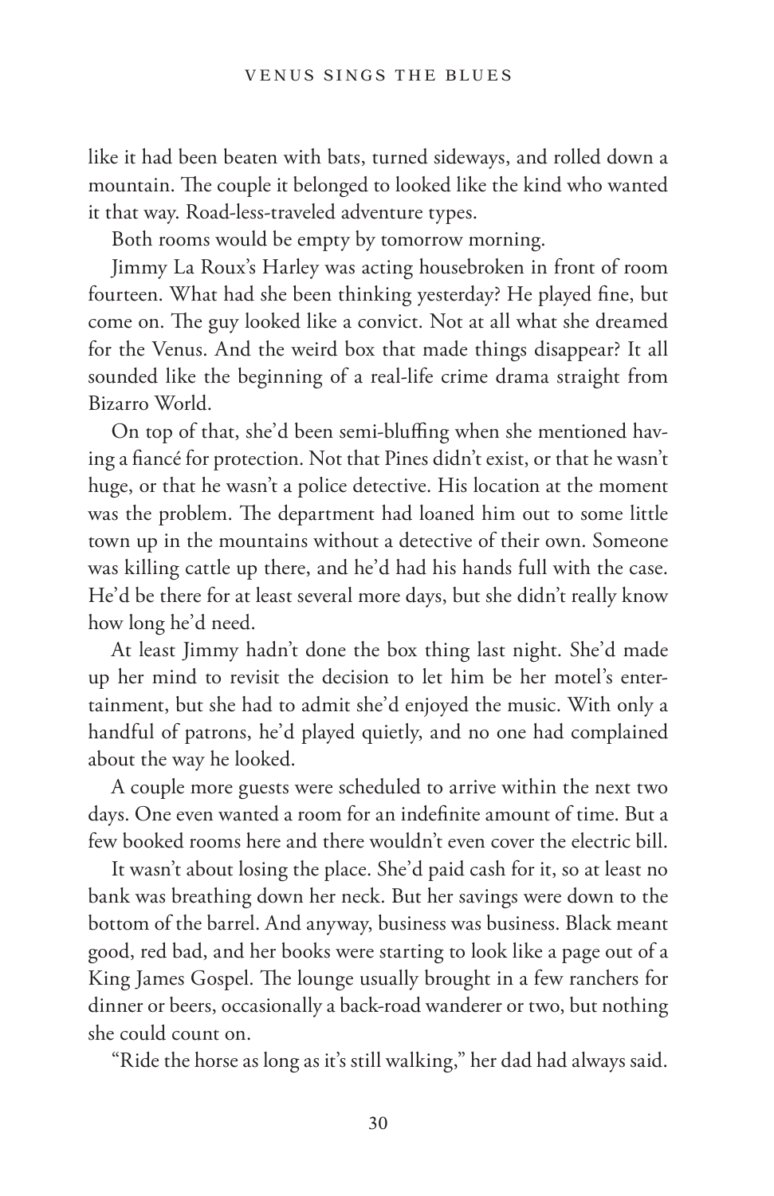like it had been beaten with bats, turned sideways, and rolled down a mountain. The couple it belonged to looked like the kind who wanted it that way. Road-less-traveled adventure types.

Both rooms would be empty by tomorrow morning.

Jimmy La Roux's Harley was acting housebroken in front of room fourteen. What had she been thinking yesterday? He played fine, but come on. The guy looked like a convict. Not at all what she dreamed for the Venus. And the weird box that made things disappear? It all sounded like the beginning of a real-life crime drama straight from Bizarro World.

On top of that, she'd been semi-bluffing when she mentioned having a fiancé for protection. Not that Pines didn't exist, or that he wasn't huge, or that he wasn't a police detective. His location at the moment was the problem. The department had loaned him out to some little town up in the mountains without a detective of their own. Someone was killing cattle up there, and he'd had his hands full with the case. He'd be there for at least several more days, but she didn't really know how long he'd need.

At least Jimmy hadn't done the box thing last night. She'd made up her mind to revisit the decision to let him be her motel's entertainment, but she had to admit she'd enjoyed the music. With only a handful of patrons, he'd played quietly, and no one had complained about the way he looked.

A couple more guests were scheduled to arrive within the next two days. One even wanted a room for an indefinite amount of time. But a few booked rooms here and there wouldn't even cover the electric bill.

It wasn't about losing the place. She'd paid cash for it, so at least no bank was breathing down her neck. But her savings were down to the bottom of the barrel. And anyway, business was business. Black meant good, red bad, and her books were starting to look like a page out of a King James Gospel. The lounge usually brought in a few ranchers for dinner or beers, occasionally a back-road wanderer or two, but nothing she could count on.

"Ride the horse as long as it's still walking," her dad had always said.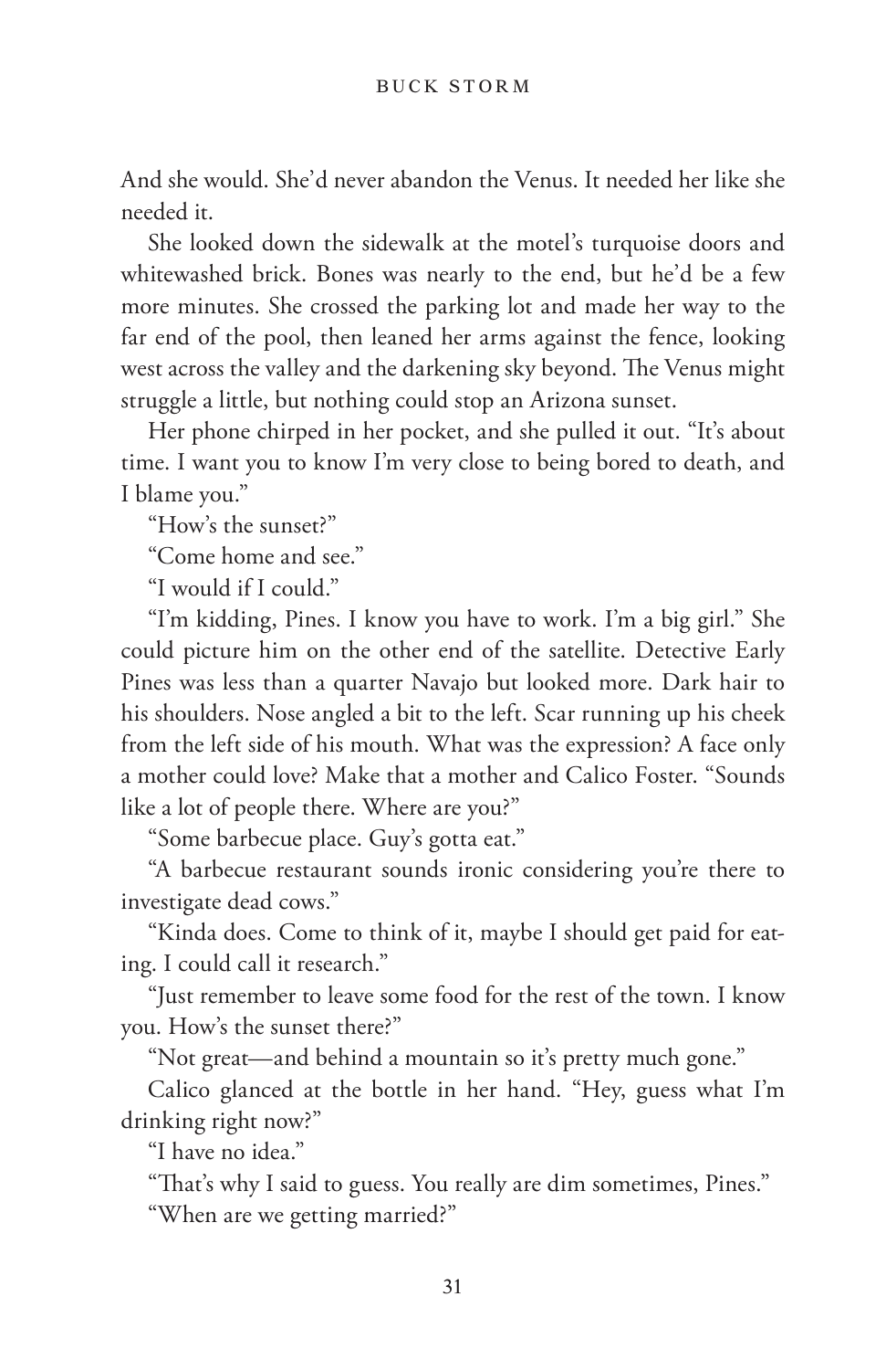And she would. She'd never abandon the Venus. It needed her like she needed it.

She looked down the sidewalk at the motel's turquoise doors and whitewashed brick. Bones was nearly to the end, but he'd be a few more minutes. She crossed the parking lot and made her way to the far end of the pool, then leaned her arms against the fence, looking west across the valley and the darkening sky beyond. The Venus might struggle a little, but nothing could stop an Arizona sunset.

Her phone chirped in her pocket, and she pulled it out. "It's about time. I want you to know I'm very close to being bored to death, and I blame you."

"How's the sunset?"

"Come home and see."

"I would if I could."

"I'm kidding, Pines. I know you have to work. I'm a big girl." She could picture him on the other end of the satellite. Detective Early Pines was less than a quarter Navajo but looked more. Dark hair to his shoulders. Nose angled a bit to the left. Scar running up his cheek from the left side of his mouth. What was the expression? A face only a mother could love? Make that a mother and Calico Foster. "Sounds like a lot of people there. Where are you?"

"Some barbecue place. Guy's gotta eat."

"A barbecue restaurant sounds ironic considering you're there to investigate dead cows."

"Kinda does. Come to think of it, maybe I should get paid for eating. I could call it research."

"Just remember to leave some food for the rest of the town. I know you. How's the sunset there?"

"Not great—and behind a mountain so it's pretty much gone."

Calico glanced at the bottle in her hand. "Hey, guess what I'm drinking right now?"

"I have no idea."

"That's why I said to guess. You really are dim sometimes, Pines."

"When are we getting married?"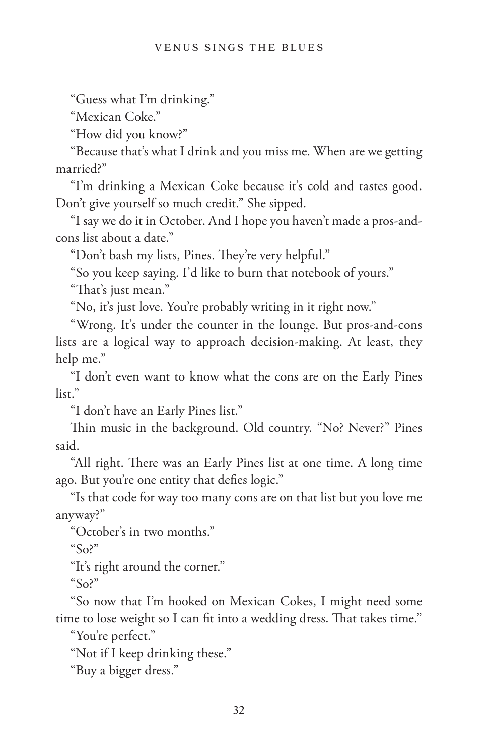"Guess what I'm drinking."

"Mexican Coke."

"How did you know?"

"Because that's what I drink and you miss me. When are we getting married?"

"I'm drinking a Mexican Coke because it's cold and tastes good. Don't give yourself so much credit." She sipped.

"I say we do it in October. And I hope you haven't made a pros-and-cons list about a date."

"Don't bash my lists, Pines. They're very helpful."

"So you keep saying. I'd like to burn that notebook of yours."

"That's just mean."

"No, it's just love. You're probably writing in it right now."

"Wrong. It's under the counter in the lounge. But pros-and-cons lists are a logical way to approach decision-making. At least, they help me."

"I don't even want to know what the cons are on the Early Pines list."

"I don't have an Early Pines list."

Thin music in the background. Old country. "No? Never?" Pines said.

"All right. There was an Early Pines list at one time. A long time ago. But you're one entity that defies logic."

"Is that code for way too many cons are on that list but you love me anyway?"

"October's in two months."

"So?"

"It's right around the corner."

"So?"

"So now that I'm hooked on Mexican Cokes, I might need some time to lose weight so I can fit into a wedding dress. That takes time."

"You're perfect."

"Not if I keep drinking these."

"Buy a bigger dress."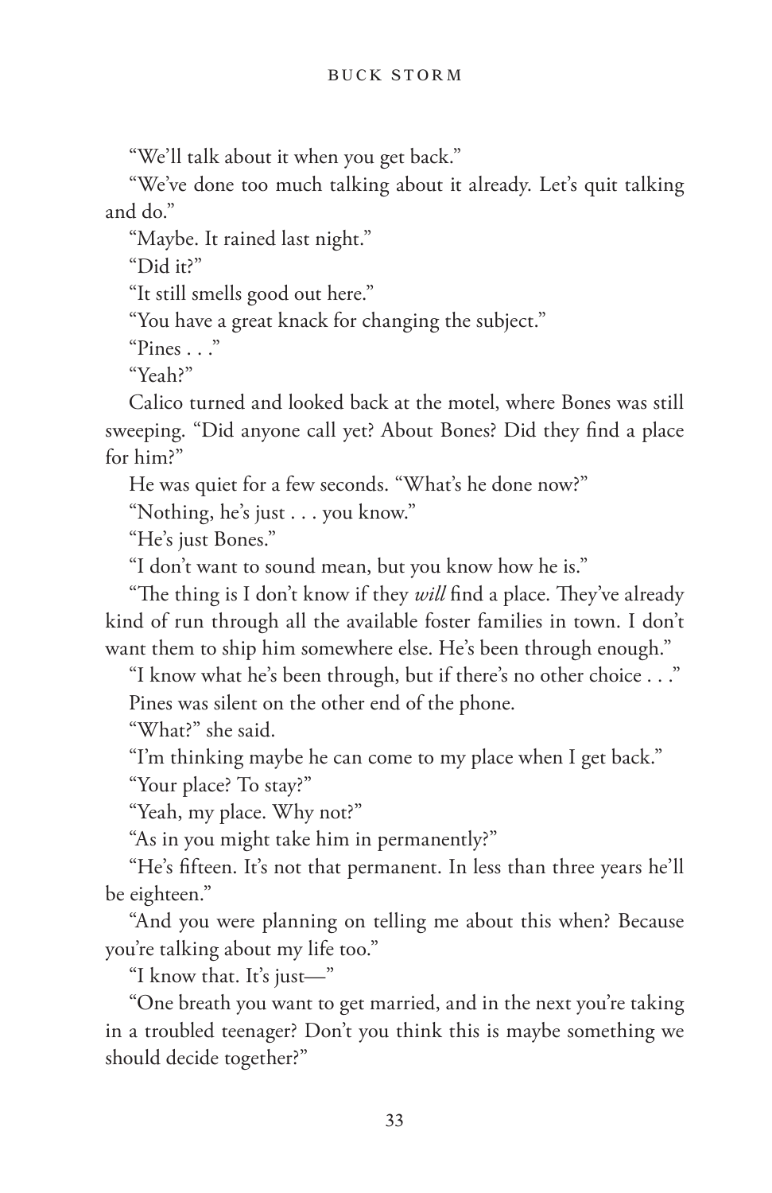"We'll talk about it when you get back."

"We've done too much talking about it already. Let's quit talking and do."

"Maybe. It rained last night."

"Did it?"

"It still smells good out here."

"You have a great knack for changing the subject."

"Pines . . ."

"Yeah?"

Calico turned and looked back at the motel, where Bones was still sweeping. "Did anyone call yet? About Bones? Did they find a place for him?"

He was quiet for a few seconds. "What's he done now?"

"Nothing, he's just . . . you know."

"He's just Bones."

"I don't want to sound mean, but you know how he is."

"The thing is I don't know if they *will* find a place. They've already kind of run through all the available foster families in town. I don't want them to ship him somewhere else. He's been through enough."

"I know what he's been through, but if there's no other choice . . ."

Pines was silent on the other end of the phone.

"What?" she said.

"I'm thinking maybe he can come to my place when I get back."

"Your place? To stay?"

"Yeah, my place. Why not?"

"As in you might take him in permanently?"

"He's fifteen. It's not that permanent. In less than three years he'll be eighteen."

"And you were planning on telling me about this when? Because you're talking about my life too."

"I know that. It's just—"

"One breath you want to get married, and in the next you're taking in a troubled teenager? Don't you think this is maybe something we should decide together?"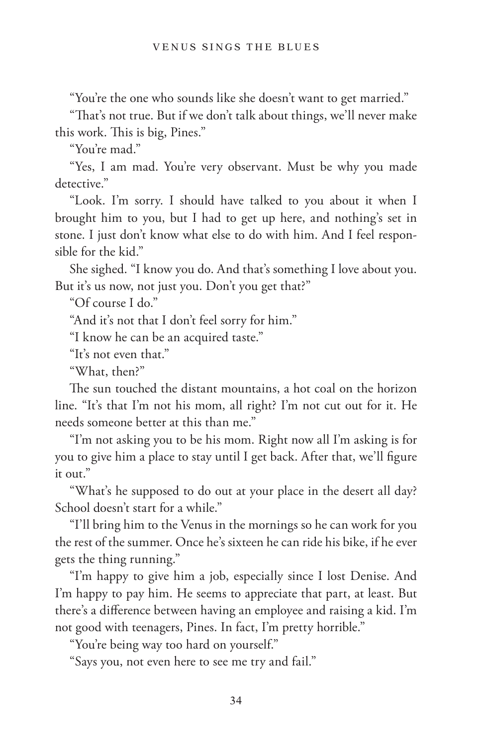"You're the one who sounds like she doesn't want to get married."

"That's not true. But if we don't talk about things, we'll never make this work. This is big, Pines."

"You're mad."

"Yes, I am mad. You're very observant. Must be why you made detective."

"Look. I'm sorry. I should have talked to you about it when I brought him to you, but I had to get up here, and nothing's set in stone. I just don't know what else to do with him. And I feel responsible for the kid."

She sighed. "I know you do. And that's something I love about you. But it's us now, not just you. Don't you get that?"

"Of course I do."

"And it's not that I don't feel sorry for him."

"I know he can be an acquired taste."

"It's not even that."

"What, then?"

The sun touched the distant mountains, a hot coal on the horizon line. "It's that I'm not his mom, all right? I'm not cut out for it. He needs someone better at this than me."

"I'm not asking you to be his mom. Right now all I'm asking is for you to give him a place to stay until I get back. After that, we'll figure it out."

"What's he supposed to do out at your place in the desert all day? School doesn't start for a while."

"I'll bring him to the Venus in the mornings so he can work for you the rest of the summer. Once he's sixteen he can ride his bike, if he ever gets the thing running."

"I'm happy to give him a job, especially since I lost Denise. And I'm happy to pay him. He seems to appreciate that part, at least. But there's a difference between having an employee and raising a kid. I'm not good with teenagers, Pines. In fact, I'm pretty horrible."

"You're being way too hard on yourself."

"Says you, not even here to see me try and fail."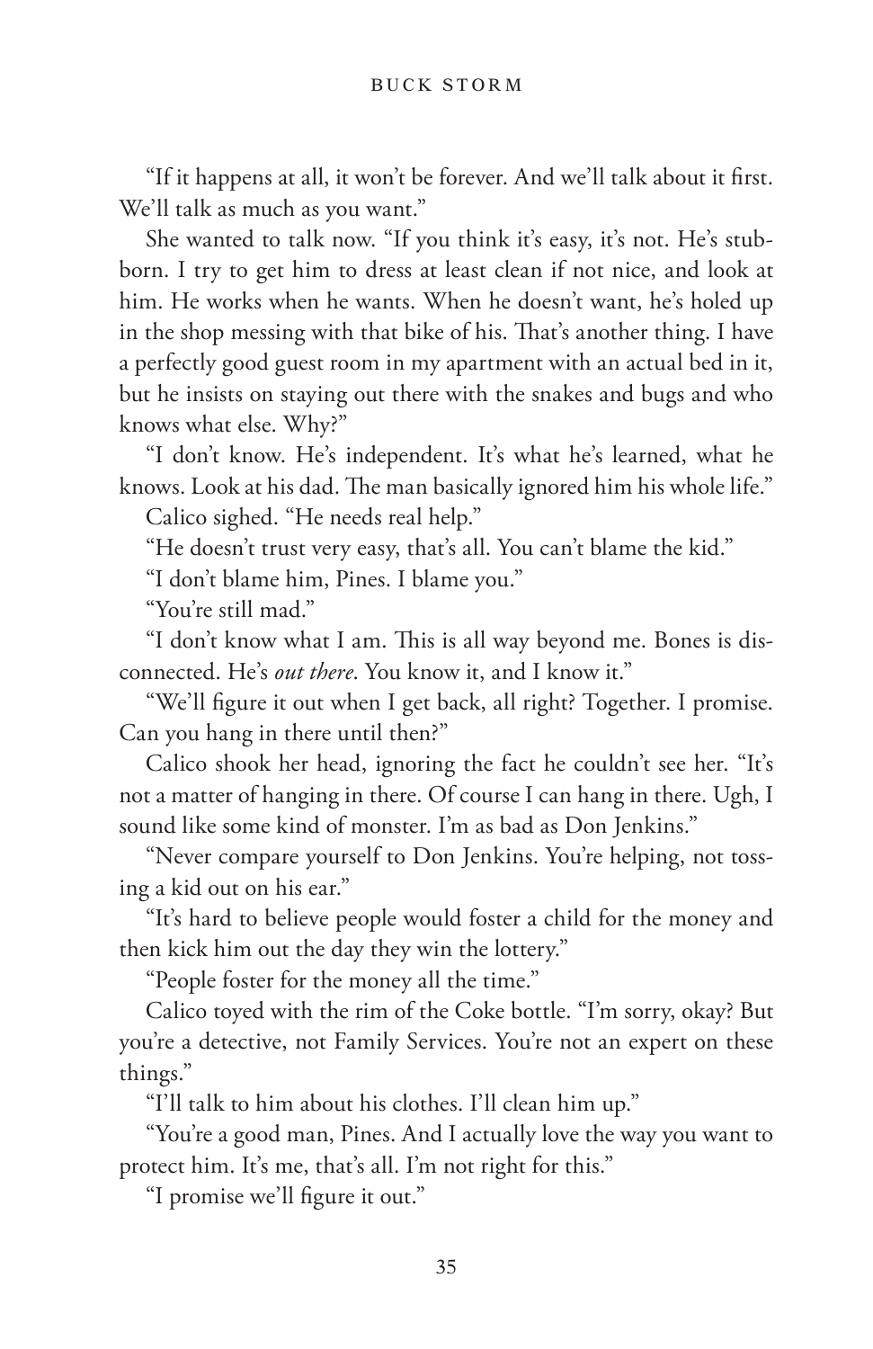"If it happens at all, it won't be forever. And we'll talk about it first. We'll talk as much as you want."

She wanted to talk now. "If you think it's easy, it's not. He's stubborn. I try to get him to dress at least clean if not nice, and look at him. He works when he wants. When he doesn't want, he's holed up in the shop messing with that bike of his. That's another thing. I have a perfectly good guest room in my apartment with an actual bed in it, but he insists on staying out there with the snakes and bugs and who knows what else. Why?"

"I don't know. He's independent. It's what he's learned, what he knows. Look at his dad. The man basically ignored him his whole life."

Calico sighed. "He needs real help."

"He doesn't trust very easy, that's all. You can't blame the kid."

"I don't blame him, Pines. I blame you."

"You're still mad."

"I don't know what I am. This is all way beyond me. Bones is disconnected. He's *out there*. You know it, and I know it."

"We'll figure it out when I get back, all right? Together. I promise. Can you hang in there until then?"

Calico shook her head, ignoring the fact he couldn't see her. "It's not a matter of hanging in there. Of course I can hang in there. Ugh, I sound like some kind of monster. I'm as bad as Don Jenkins."

"Never compare yourself to Don Jenkins. You're helping, not tossing a kid out on his ear."

"It's hard to believe people would foster a child for the money and then kick him out the day they win the lottery."

"People foster for the money all the time."

Calico toyed with the rim of the Coke bottle. "I'm sorry, okay? But you're a detective, not Family Services. You're not an expert on these things."

"I'll talk to him about his clothes. I'll clean him up."

"You're a good man, Pines. And I actually love the way you want to protect him. It's me, that's all. I'm not right for this."

"I promise we'll figure it out."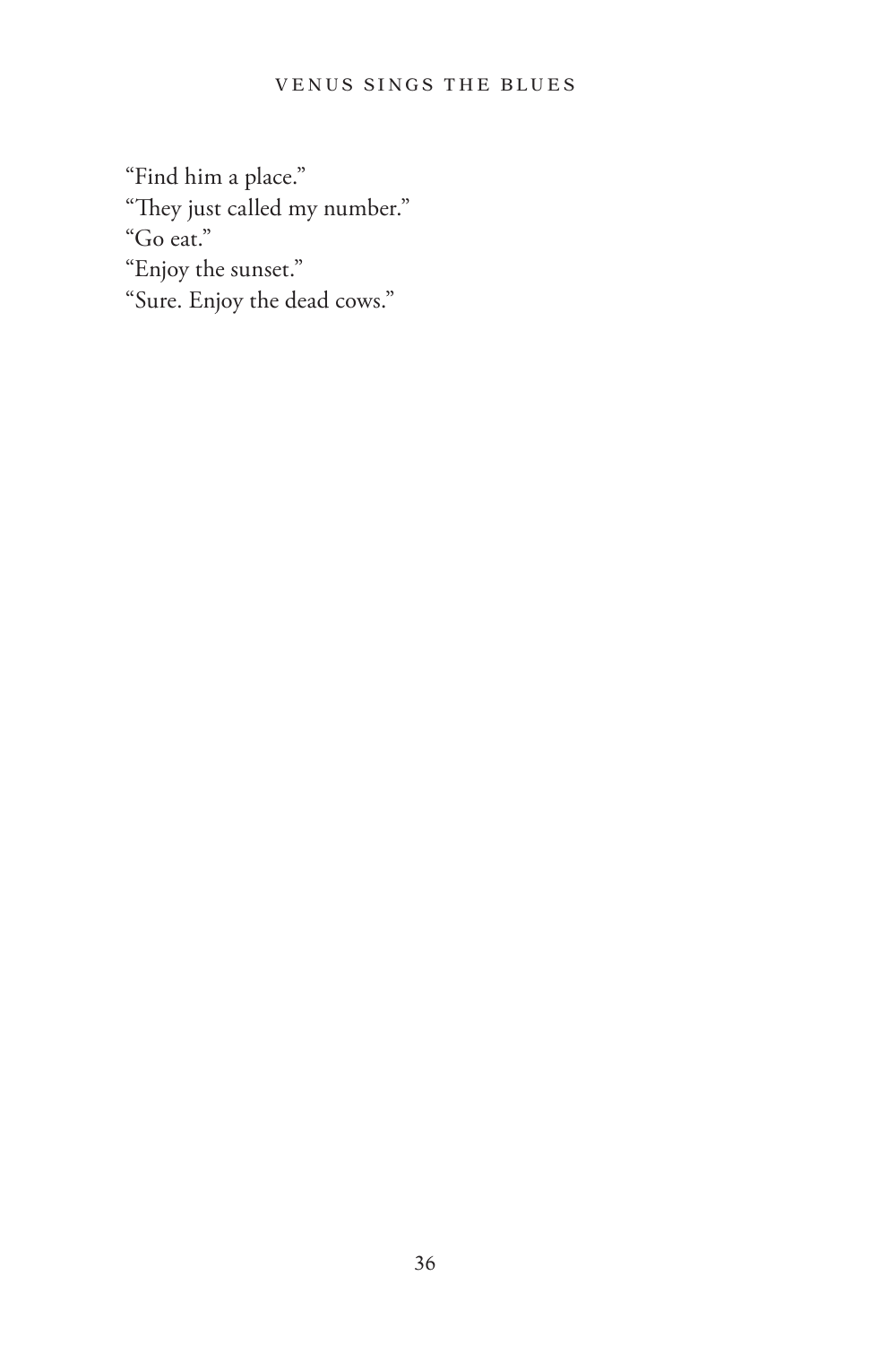"Find him a place."
"They just called my number."
"Go eat."
"Enjoy the sunset."
"Sure. Enjoy the dead cows."